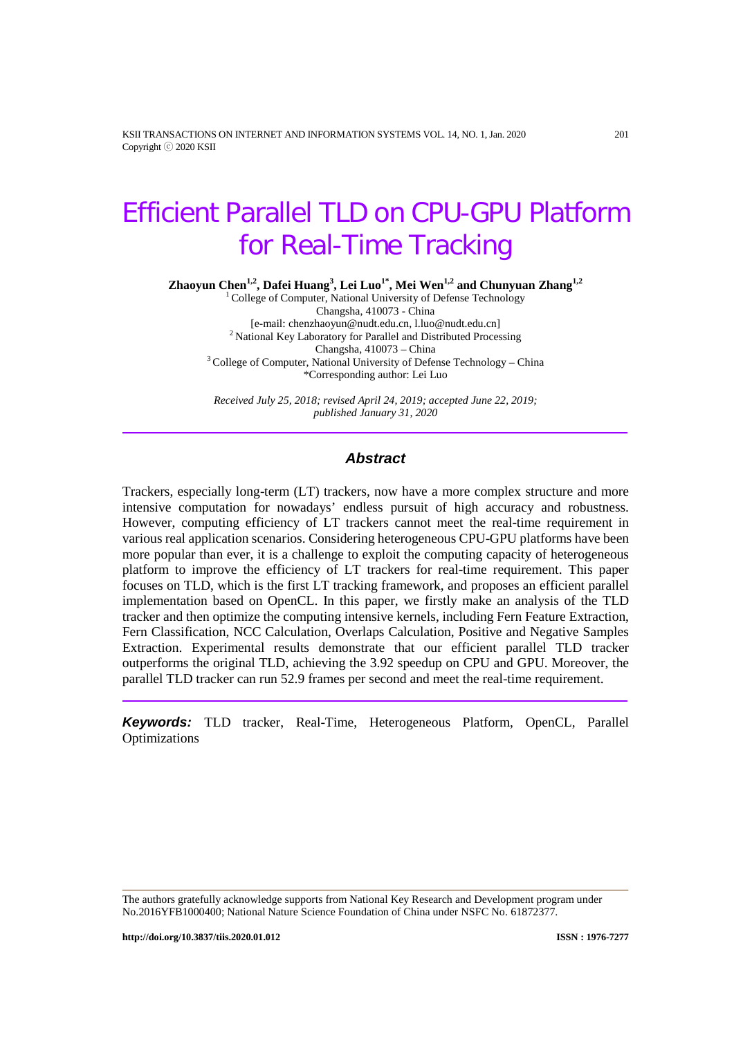# Efficient Parallel TLD on CPU-GPU Platform for Real-Time Tracking

**Zhaoyun Chen[1,2], Dafei Huang[3], Lei Luo[1*], Mei Wen[1,2] and Chunyuan Zhang[1,2]**

[1] College of Computer, National University of Defense Technology
Changsha, 410073 - China
[e-mail: chenzhaoyun@nudt.edu.cn, l.luo@nudt.edu.cn]
[2] National Key Laboratory for Parallel and Distributed Processing
Changsha, 410073 – China
[3] College of Computer, National University of Defense Technology – China
*Corresponding author: Lei Luo

*Received July 25, 2018; revised April 24, 2019; accepted June 22, 2019; published January 31, 2020*

## Abstract

Trackers, especially long-term (LT) trackers, now have a more complex structure and more intensive computation for nowadays' endless pursuit of high accuracy and robustness. However, computing efficiency of LT trackers cannot meet the real-time requirement in various real application scenarios. Considering heterogeneous CPU-GPU platforms have been more popular than ever, it is a challenge to exploit the computing capacity of heterogeneous platform to improve the efficiency of LT trackers for real-time requirement. This paper focuses on TLD, which is the first LT tracking framework, and proposes an efficient parallel implementation based on OpenCL. In this paper, we firstly make an analysis of the TLD tracker and then optimize the computing intensive kernels, including Fern Feature Extraction, Fern Classification, NCC Calculation, Overlaps Calculation, Positive and Negative Samples Extraction. Experimental results demonstrate that our efficient parallel TLD tracker outperforms the original TLD, achieving the 3.92 speedup on CPU and GPU. Moreover, the parallel TLD tracker can run 52.9 frames per second and meet the real-time requirement.

***Keywords:*** TLD tracker, Real-Time, Heterogeneous Platform, OpenCL, Parallel Optimizations

---

The authors gratefully acknowledge supports from National Key Research and Development program under No.2016YFB1000400; National Nature Science Foundation of China under NSFC No. 61872377.

**http://doi.org/10.3837/tiis.2020.01.012** **ISSN : 1976-7277**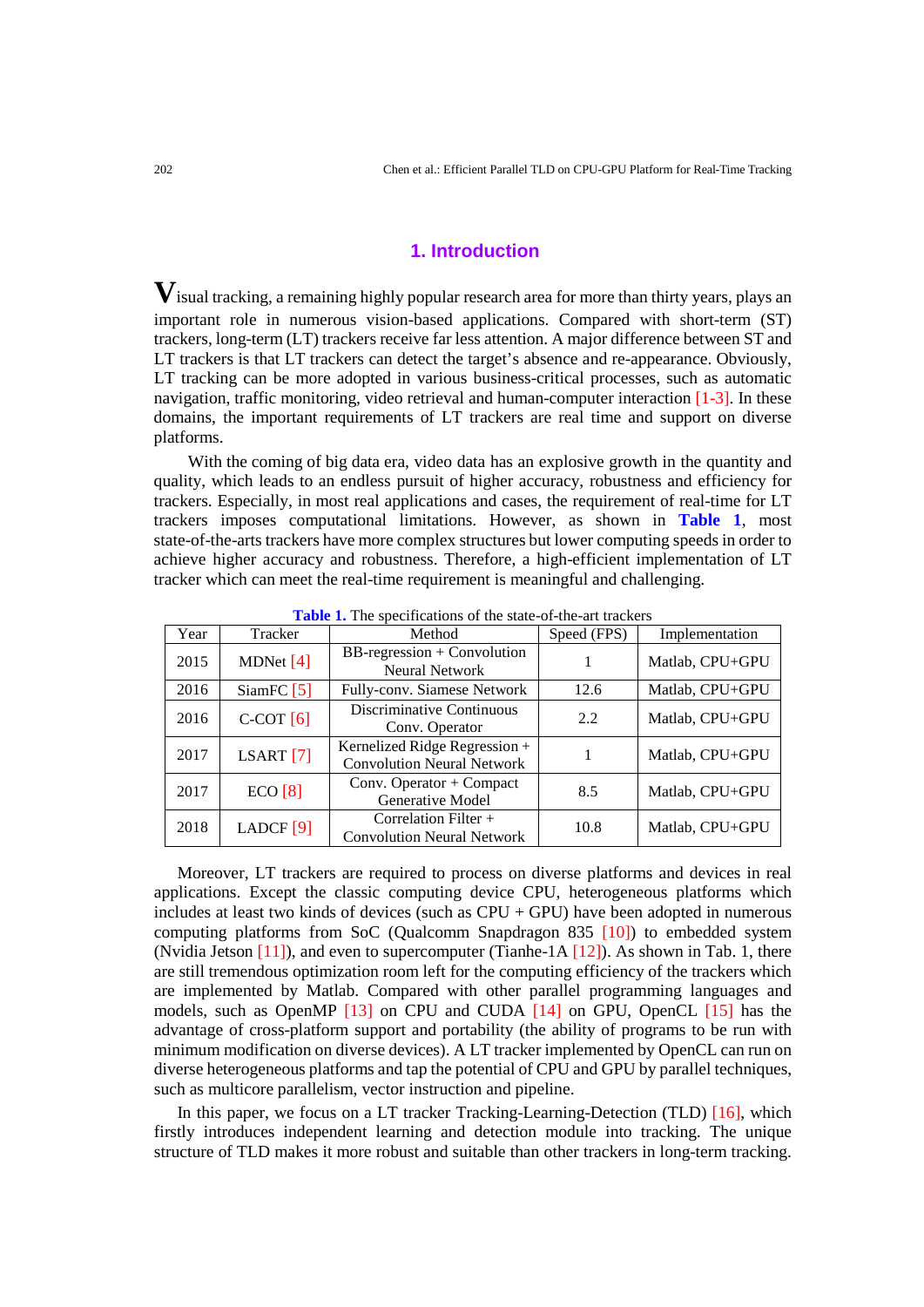## 1. Introduction

Visual tracking, a remaining highly popular research area for more than thirty years, plays an important role in numerous vision-based applications. Compared with short-term (ST) trackers, long-term (LT) trackers receive far less attention. A major difference between ST and LT trackers is that LT trackers can detect the target's absence and re-appearance. Obviously, LT tracking can be more adopted in various business-critical processes, such as automatic navigation, traffic monitoring, video retrieval and human-computer interaction [1-3]. In these domains, the important requirements of LT trackers are real time and support on diverse platforms.

With the coming of big data era, video data has an explosive growth in the quantity and quality, which leads to an endless pursuit of higher accuracy, robustness and efficiency for trackers. Especially, in most real applications and cases, the requirement of real-time for LT trackers imposes computational limitations. However, as shown in **Table 1**, most state-of-the-arts trackers have more complex structures but lower computing speeds in order to achieve higher accuracy and robustness. Therefore, a high-efficient implementation of LT tracker which can meet the real-time requirement is meaningful and challenging.

**Table 1.** The specifications of the state-of-the-art trackers

| Year | Tracker | Method | Speed (FPS) | Implementation |
|---|---|---|---|---|
| 2015 | MDNet [4] | BB-regression + Convolution Neural Network | 1 | Matlab, CPU+GPU |
| 2016 | SiamFC [5] | Fully-conv. Siamese Network | 12.6 | Matlab, CPU+GPU |
| 2016 | C-COT [6] | Discriminative Continuous Conv. Operator | 2.2 | Matlab, CPU+GPU |
| 2017 | LSART [7] | Kernelized Ridge Regression + Convolution Neural Network | 1 | Matlab, CPU+GPU |
| 2017 | ECO [8] | Conv. Operator + Compact Generative Model | 8.5 | Matlab, CPU+GPU |
| 2018 | LADCF [9] | Correlation Filter + Convolution Neural Network | 10.8 | Matlab, CPU+GPU |

Moreover, LT trackers are required to process on diverse platforms and devices in real applications. Except the classic computing device CPU, heterogeneous platforms which includes at least two kinds of devices (such as CPU + GPU) have been adopted in numerous computing platforms from SoC (Qualcomm Snapdragon 835 [10]) to embedded system (Nvidia Jetson [11]), and even to supercomputer (Tianhe-1A [12]). As shown in Tab. 1, there are still tremendous optimization room left for the computing efficiency of the trackers which are implemented by Matlab. Compared with other parallel programming languages and models, such as OpenMP [13] on CPU and CUDA [14] on GPU, OpenCL [15] has the advantage of cross-platform support and portability (the ability of programs to be run with minimum modification on diverse devices). A LT tracker implemented by OpenCL can run on diverse heterogeneous platforms and tap the potential of CPU and GPU by parallel techniques, such as multicore parallelism, vector instruction and pipeline.

In this paper, we focus on a LT tracker Tracking-Learning-Detection (TLD) [16], which firstly introduces independent learning and detection module into tracking. The unique structure of TLD makes it more robust and suitable than other trackers in long-term tracking.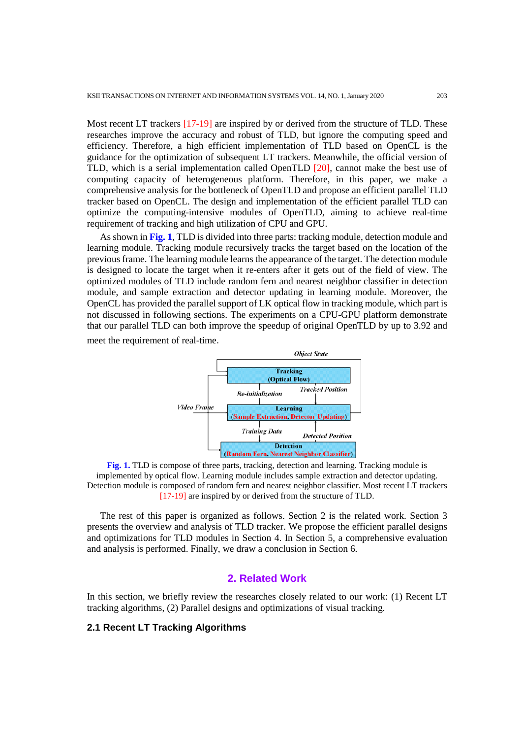Most recent LT trackers [17-19] are inspired by or derived from the structure of TLD. These researches improve the accuracy and robust of TLD, but ignore the computing speed and efficiency. Therefore, a high efficient implementation of TLD based on OpenCL is the guidance for the optimization of subsequent LT trackers. Meanwhile, the official version of TLD, which is a serial implementation called OpenTLD [20], cannot make the best use of computing capacity of heterogeneous platform. Therefore, in this paper, we make a comprehensive analysis for the bottleneck of OpenTLD and propose an efficient parallel TLD tracker based on OpenCL. The design and implementation of the efficient parallel TLD can optimize the computing-intensive modules of OpenTLD, aiming to achieve real-time requirement of tracking and high utilization of CPU and GPU.

As shown in **Fig. 1**, TLD is divided into three parts: tracking module, detection module and learning module. Tracking module recursively tracks the target based on the location of the previous frame. The learning module learns the appearance of the target. The detection module is designed to locate the target when it re-enters after it gets out of the field of view. The optimized modules of TLD include random fern and nearest neighbor classifier in detection module, and sample extraction and detector updating in learning module. Moreover, the OpenCL has provided the parallel support of LK optical flow in tracking module, which part is not discussed in following sections. The experiments on a CPU-GPU platform demonstrate that our parallel TLD can both improve the speedup of original OpenTLD by up to 3.92 and meet the requirement of real-time.

**Fig. 1.** TLD is compose of three parts, tracking, detection and learning. Tracking module is implemented by optical flow. Learning module includes sample extraction and detector updating. Detection module is composed of random fern and nearest neighbor classifier. Most recent LT trackers [17-19] are inspired by or derived from the structure of TLD.

The rest of this paper is organized as follows. Section 2 is the related work. Section 3 presents the overview and analysis of TLD tracker. We propose the efficient parallel designs and optimizations for TLD modules in Section 4. In Section 5, a comprehensive evaluation and analysis is performed. Finally, we draw a conclusion in Section 6.

## 2. Related Work

In this section, we briefly review the researches closely related to our work: (1) Recent LT tracking algorithms, (2) Parallel designs and optimizations of visual tracking.

### 2.1 Recent LT Tracking Algorithms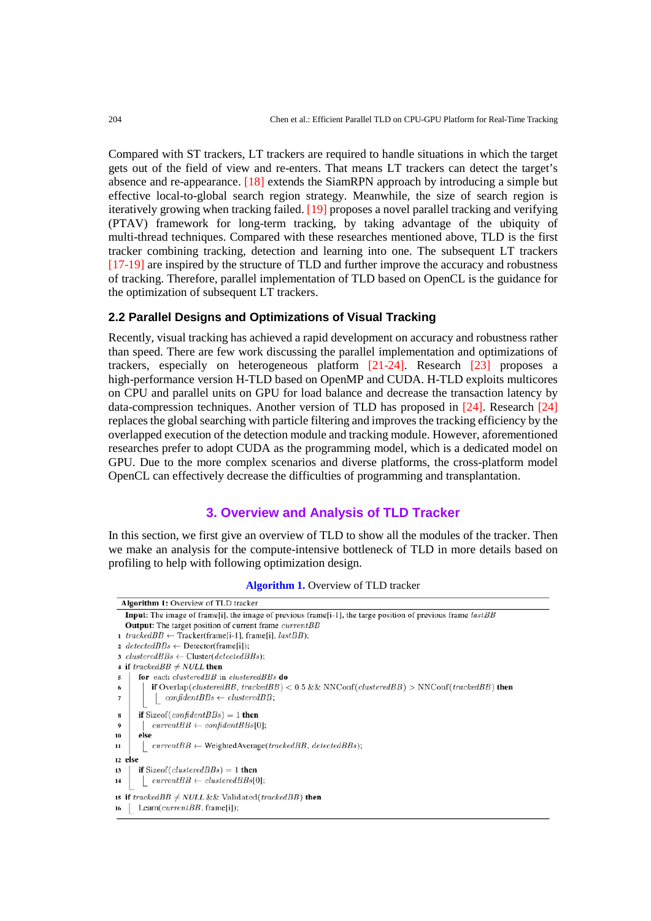Compared with ST trackers, LT trackers are required to handle situations in which the target gets out of the field of view and re-enters. That means LT trackers can detect the target's absence and re-appearance. [18] extends the SiamRPN approach by introducing a simple but effective local-to-global search region strategy. Meanwhile, the size of search region is iteratively growing when tracking failed. [19] proposes a novel parallel tracking and verifying (PTAV) framework for long-term tracking, by taking advantage of the ubiquity of multi-thread techniques. Compared with these researches mentioned above, TLD is the first tracker combining tracking, detection and learning into one. The subsequent LT trackers [17-19] are inspired by the structure of TLD and further improve the accuracy and robustness of tracking. Therefore, parallel implementation of TLD based on OpenCL is the guidance for the optimization of subsequent LT trackers.

### 2.2 Parallel Designs and Optimizations of Visual Tracking

Recently, visual tracking has achieved a rapid development on accuracy and robustness rather than speed. There are few work discussing the parallel implementation and optimizations of trackers, especially on heterogeneous platform [21-24]. Research [23] proposes a high-performance version H-TLD based on OpenMP and CUDA. H-TLD exploits multicores on CPU and parallel units on GPU for load balance and decrease the transaction latency by data-compression techniques. Another version of TLD has proposed in [24]. Research [24] replaces the global searching with particle filtering and improves the tracking efficiency by the overlapped execution of the detection module and tracking module. However, aforementioned researches prefer to adopt CUDA as the programming model, which is a dedicated model on GPU. Due to the more complex scenarios and diverse platforms, the cross-platform model OpenCL can effectively decrease the difficulties of programming and transplantation.

## 3. Overview and Analysis of TLD Tracker

In this section, we first give an overview of TLD to show all the modules of the tracker. Then we make an analysis for the compute-intensive bottleneck of TLD in more details based on profiling to help with following optimization design.

**Algorithm 1.** Overview of TLD tracker

```
Algorithm 1: Overview of TLD tracker
   Input: The image of frame[i], the image of previous frame[i-1], the targe position of previous frame lastBB
   Output: The target position of current frame currentBB
1  trackedBB ← Tracker(frame[i-1], frame[i], lastBB);
2  detectedBBs ← Detector(frame[i]);
3  clusteredBBs ← Cluster(detectedBBs);
4  if trackedBB ≠ NULL then
5  |   for each clusteredBB in clusteredBBs do
6  |   |   if Overlap(clusteredBB, trackedBB) < 0.5 && NNConf(clusteredBB) > NNConf(trackedBB) then
7  |   |   |   confidentBBs ← clusteredBB;
8  |   if Sizeof(confidentBBs) = 1 then
9  |   |   currentBB ← confidentBBs[0];
10 |   else
11 |   |   currentBB ← WeightedAverage(trackedBB, detectedBBs);
12 else
13 |   if Sizeof(clusteredBBs) = 1 then
14 |   |   currentBB ← clusteredBBs[0];
15 if trackedBB ≠ NULL && Validated(trackedBB) then
16 |   Learn(currentBB, frame[i]);
```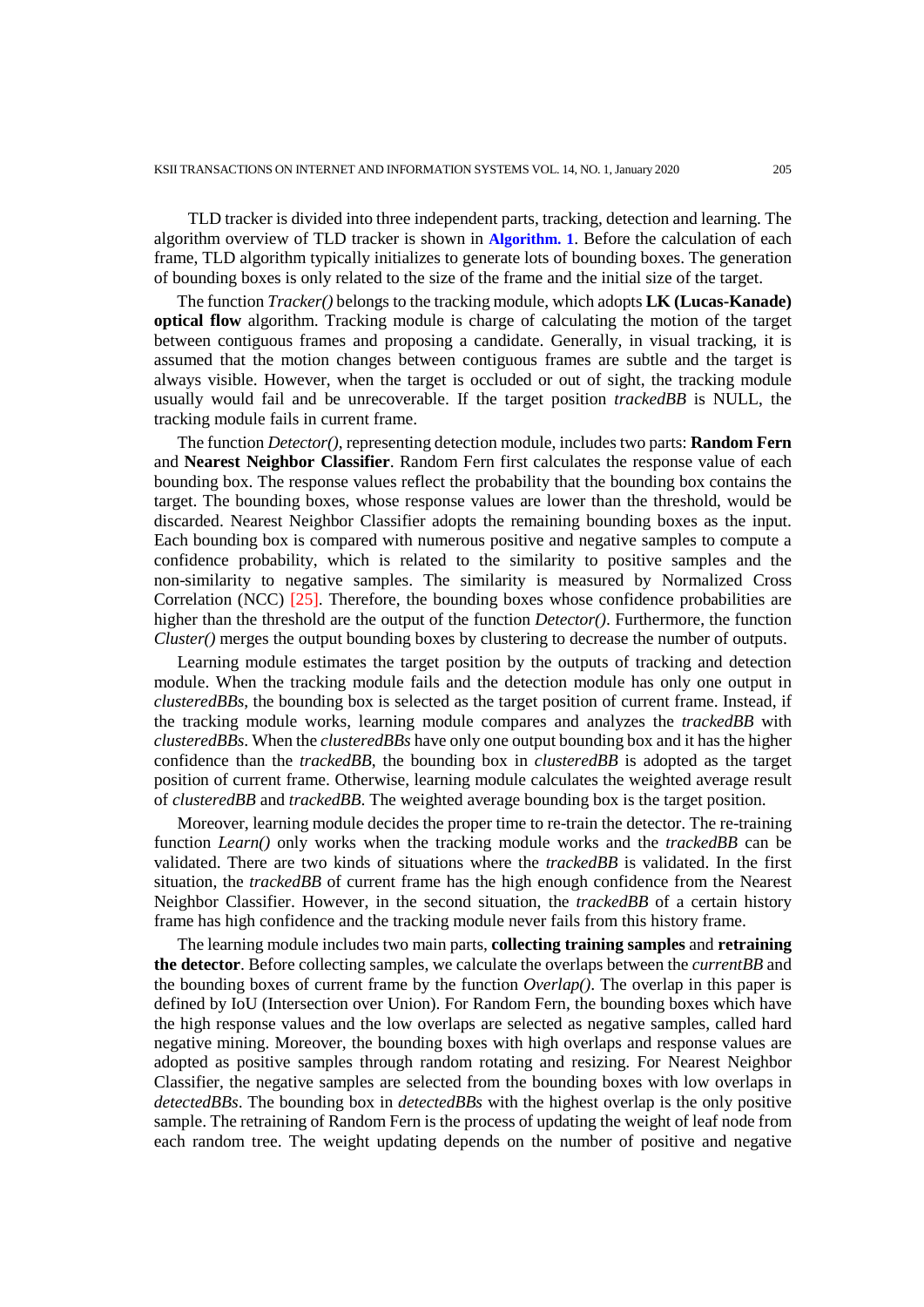TLD tracker is divided into three independent parts, tracking, detection and learning. The algorithm overview of TLD tracker is shown in **Algorithm. 1**. Before the calculation of each frame, TLD algorithm typically initializes to generate lots of bounding boxes. The generation of bounding boxes is only related to the size of the frame and the initial size of the target.

The function *Tracker()* belongs to the tracking module, which adopts **LK (Lucas-Kanade) optical flow** algorithm. Tracking module is charge of calculating the motion of the target between contiguous frames and proposing a candidate. Generally, in visual tracking, it is assumed that the motion changes between contiguous frames are subtle and the target is always visible. However, when the target is occluded or out of sight, the tracking module usually would fail and be unrecoverable. If the target position *trackedBB* is NULL, the tracking module fails in current frame.

The function *Detector()*, representing detection module, includes two parts: **Random Fern** and **Nearest Neighbor Classifier**. Random Fern first calculates the response value of each bounding box. The response values reflect the probability that the bounding box contains the target. The bounding boxes, whose response values are lower than the threshold, would be discarded. Nearest Neighbor Classifier adopts the remaining bounding boxes as the input. Each bounding box is compared with numerous positive and negative samples to compute a confidence probability, which is related to the similarity to positive samples and the non-similarity to negative samples. The similarity is measured by Normalized Cross Correlation (NCC) [25]. Therefore, the bounding boxes whose confidence probabilities are higher than the threshold are the output of the function *Detector()*. Furthermore, the function *Cluster()* merges the output bounding boxes by clustering to decrease the number of outputs.

Learning module estimates the target position by the outputs of tracking and detection module. When the tracking module fails and the detection module has only one output in *clusteredBBs*, the bounding box is selected as the target position of current frame. Instead, if the tracking module works, learning module compares and analyzes the *trackedBB* with *clusteredBBs*. When the *clusteredBBs* have only one output bounding box and it has the higher confidence than the *trackedBB*, the bounding box in *clusteredBB* is adopted as the target position of current frame. Otherwise, learning module calculates the weighted average result of *clusteredBB* and *trackedBB*. The weighted average bounding box is the target position.

Moreover, learning module decides the proper time to re-train the detector. The re-training function *Learn()* only works when the tracking module works and the *trackedBB* can be validated. There are two kinds of situations where the *trackedBB* is validated. In the first situation, the *trackedBB* of current frame has the high enough confidence from the Nearest Neighbor Classifier. However, in the second situation, the *trackedBB* of a certain history frame has high confidence and the tracking module never fails from this history frame.

The learning module includes two main parts, **collecting training samples** and **retraining the detector**. Before collecting samples, we calculate the overlaps between the *currentBB* and the bounding boxes of current frame by the function *Overlap()*. The overlap in this paper is defined by IoU (Intersection over Union). For Random Fern, the bounding boxes which have the high response values and the low overlaps are selected as negative samples, called hard negative mining. Moreover, the bounding boxes with high overlaps and response values are adopted as positive samples through random rotating and resizing. For Nearest Neighbor Classifier, the negative samples are selected from the bounding boxes with low overlaps in *detectedBBs*. The bounding box in *detectedBBs* with the highest overlap is the only positive sample. The retraining of Random Fern is the process of updating the weight of leaf node from each random tree. The weight updating depends on the number of positive and negative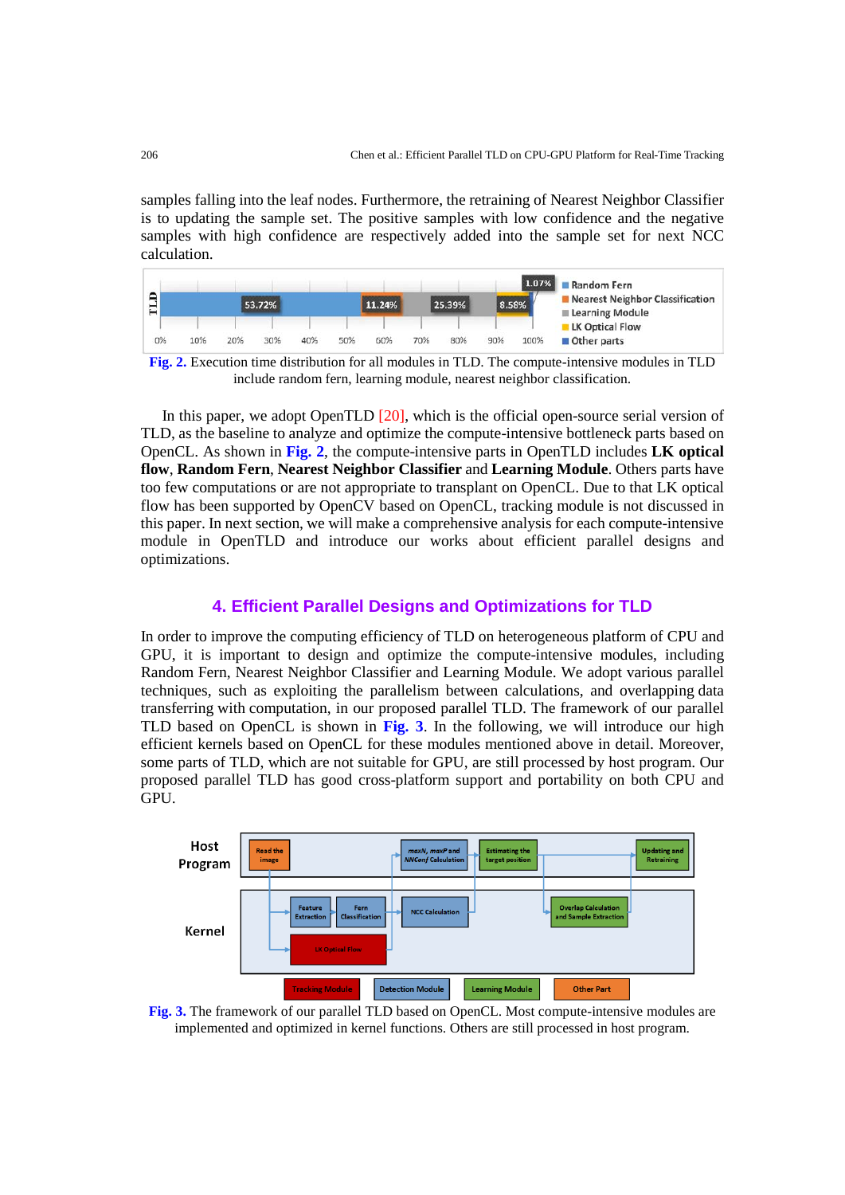samples falling into the leaf nodes. Furthermore, the retraining of Nearest Neighbor Classifier is to updating the sample set. The positive samples with low confidence and the negative samples with high confidence are respectively added into the sample set for next NCC calculation.

Fig. 2. Execution time distribution for all modules in TLD. The compute-intensive modules in TLD include random fern, learning module, nearest neighbor classification.

In this paper, we adopt OpenTLD [20], which is the official open-source serial version of TLD, as the baseline to analyze and optimize the compute-intensive bottleneck parts based on OpenCL. As shown in Fig. 2, the compute-intensive parts in OpenTLD includes **LK optical flow**, **Random Fern**, **Nearest Neighbor Classifier** and **Learning Module**. Others parts have too few computations or are not appropriate to transplant on OpenCL. Due to that LK optical flow has been supported by OpenCV based on OpenCL, tracking module is not discussed in this paper. In next section, we will make a comprehensive analysis for each compute-intensive module in OpenTLD and introduce our works about efficient parallel designs and optimizations.

## 4. Efficient Parallel Designs and Optimizations for TLD

In order to improve the computing efficiency of TLD on heterogeneous platform of CPU and GPU, it is important to design and optimize the compute-intensive modules, including Random Fern, Nearest Neighbor Classifier and Learning Module. We adopt various parallel techniques, such as exploiting the parallelism between calculations, and overlapping data transferring with computation, in our proposed parallel TLD. The framework of our parallel TLD based on OpenCL is shown in Fig. 3. In the following, we will introduce our high efficient kernels based on OpenCL for these modules mentioned above in detail. Moreover, some parts of TLD, which are not suitable for GPU, are still processed by host program. Our proposed parallel TLD has good cross-platform support and portability on both CPU and GPU.

Fig. 3. The framework of our parallel TLD based on OpenCL. Most compute-intensive modules are implemented and optimized in kernel functions. Others are still processed in host program.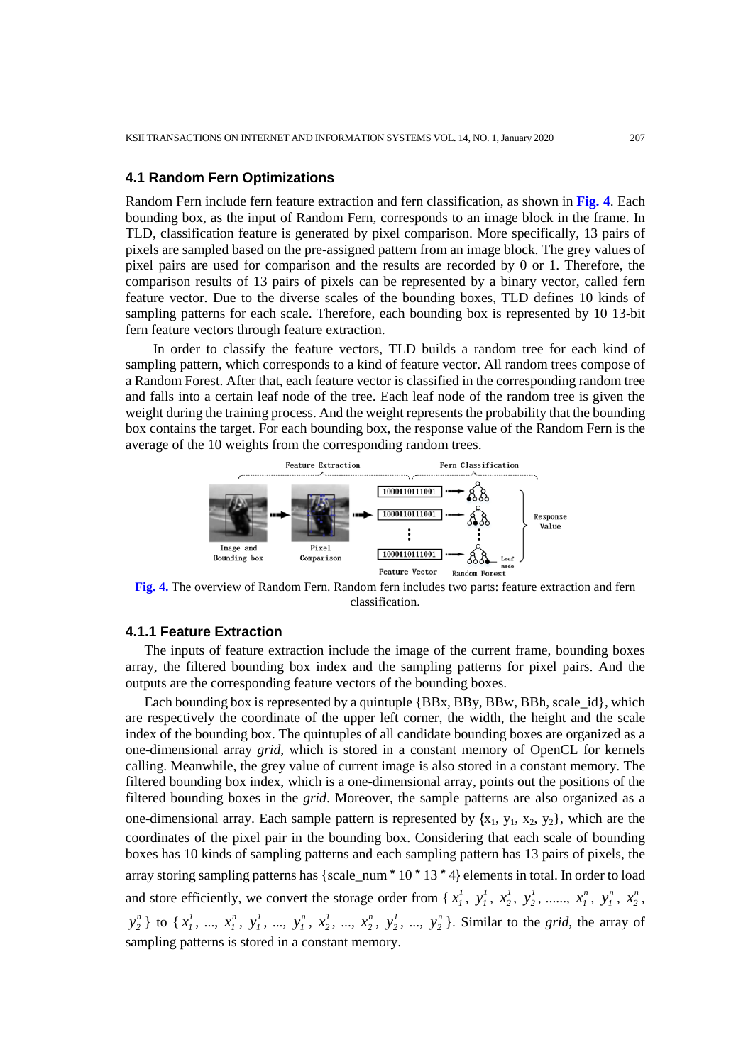### 4.1 Random Fern Optimizations

Random Fern include fern feature extraction and fern classification, as shown in **Fig. 4**. Each bounding box, as the input of Random Fern, corresponds to an image block in the frame. In TLD, classification feature is generated by pixel comparison. More specifically, 13 pairs of pixels are sampled based on the pre-assigned pattern from an image block. The grey values of pixel pairs are used for comparison and the results are recorded by 0 or 1. Therefore, the comparison results of 13 pairs of pixels can be represented by a binary vector, called fern feature vector. Due to the diverse scales of the bounding boxes, TLD defines 10 kinds of sampling patterns for each scale. Therefore, each bounding box is represented by 10 13-bit fern feature vectors through feature extraction.

In order to classify the feature vectors, TLD builds a random tree for each kind of sampling pattern, which corresponds to a kind of feature vector. All random trees compose of a Random Forest. After that, each feature vector is classified in the corresponding random tree and falls into a certain leaf node of the tree. Each leaf node of the random tree is given the weight during the training process. And the weight represents the probability that the bounding box contains the target. For each bounding box, the response value of the Random Fern is the average of the 10 weights from the corresponding random trees.

**Fig. 4.** The overview of Random Fern. Random fern includes two parts: feature extraction and fern classification.

#### 4.1.1 Feature Extraction

The inputs of feature extraction include the image of the current frame, bounding boxes array, the filtered bounding box index and the sampling patterns for pixel pairs. And the outputs are the corresponding feature vectors of the bounding boxes.

Each bounding box is represented by a quintuple {BBx, BBy, BBw, BBh, scale_id}, which are respectively the coordinate of the upper left corner, the width, the height and the scale index of the bounding box. The quintuples of all candidate bounding boxes are organized as a one-dimensional array *grid*, which is stored in a constant memory of OpenCL for kernels calling. Meanwhile, the grey value of current image is also stored in a constant memory. The filtered bounding box index, which is a one-dimensional array, points out the positions of the filtered bounding boxes in the *grid*. Moreover, the sample patterns are also organized as a one-dimensional array. Each sample pattern is represented by $\{x_1, y_1, x_2, y_2\}$, which are the coordinates of the pixel pair in the bounding box. Considering that each scale of bounding boxes has 10 kinds of sampling patterns and each sampling pattern has 13 pairs of pixels, the array storing sampling patterns has {scale_num * 10 * 13 * 4} elements in total. In order to load and store efficiently, we convert the storage order from $\{x_1^1, y_1^1, x_2^1, y_2^1, ......, x_1^n, y_1^n, x_2^n, y_2^n\}$ to $\{x_1^1, ..., x_1^n, y_1^1, ..., y_1^n, x_2^1, ..., x_2^n, y_2^1, ..., y_2^n\}$. Similar to the *grid*, the array of sampling patterns is stored in a constant memory.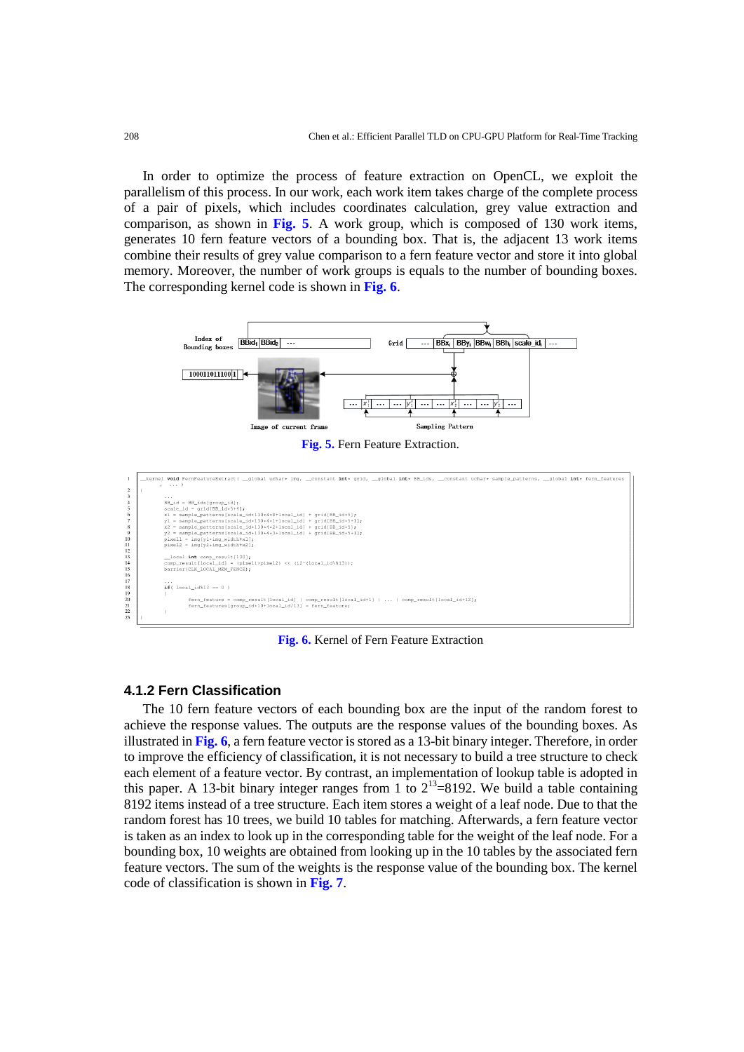In order to optimize the process of feature extraction on OpenCL, we exploit the parallelism of this process. In our work, each work item takes charge of the complete process of a pair of pixels, which includes coordinates calculation, grey value extraction and comparison, as shown in **Fig. 5**. A work group, which is composed of 130 work items, generates 10 fern feature vectors of a bounding box. That is, the adjacent 13 work items combine their results of grey value comparison to a fern feature vector and store it into global memory. Moreover, the number of work groups is equals to the number of bounding boxes. The corresponding kernel code is shown in **Fig. 6**.

**Fig. 5.** Fern Feature Extraction.

```
1   __kernel void FernFeatureExtract( __global uchar* img, __constant int* grid, __global int* BB_ids, __constant uchar* sample_patterns, __global int* fern_features
    , ... )
2   {
3       ...
4       BB_id = BB_ids[group_id];
5       scale_id = grid[BB_id*5+4];
6       x1 = sample_patterns[scale_id*130*4+0*local_id] + grid[BB_id*5];
7       y1 = sample_patterns[scale_id*130*4+1*local_id] + grid[BB_id*5+1];
8       x2 = sample_patterns[scale_id*130*4+2*local_id] + grid[BB_id*5];
9       y2 = sample_patterns[scale_id*130*4+3*local_id] + grid[BB_id*5+1];
10      pixel1 = img[y1*img_width+x1];
11      pixel2 = img[y2*img_width+x2];
12
13      __local int comp_result[130];
14      comp_result[local_id] = (pixel1>pixel2) << (12-(local_id%13));
15      barrier(CLK_LOCAL_MEM_FENCE);
16
17      ...
18      if( local_id%13 == 0 )
19      {
20          fern_feature = comp_result[local_id] | comp_result[local_id+1] | ... | comp_result[local_id+12];
21          fern_features[group_id*10+local_id/13] = fern_feature;
22      }
23  }
```

**Fig. 6.** Kernel of Fern Feature Extraction

### 4.1.2 Fern Classification

The 10 fern feature vectors of each bounding box are the input of the random forest to achieve the response values. The outputs are the response values of the bounding boxes. As illustrated in **Fig. 6**, a fern feature vector is stored as a 13-bit binary integer. Therefore, in order to improve the efficiency of classification, it is not necessary to build a tree structure to check each element of a feature vector. By contrast, an implementation of lookup table is adopted in this paper. A 13-bit binary integer ranges from 1 to $2^{13}$=8192. We build a table containing 8192 items instead of a tree structure. Each item stores a weight of a leaf node. Due to that the random forest has 10 trees, we build 10 tables for matching. Afterwards, a fern feature vector is taken as an index to look up in the corresponding table for the weight of the leaf node. For a bounding box, 10 weights are obtained from looking up in the 10 tables by the associated fern feature vectors. The sum of the weights is the response value of the bounding box. The kernel code of classification is shown in **Fig. 7**.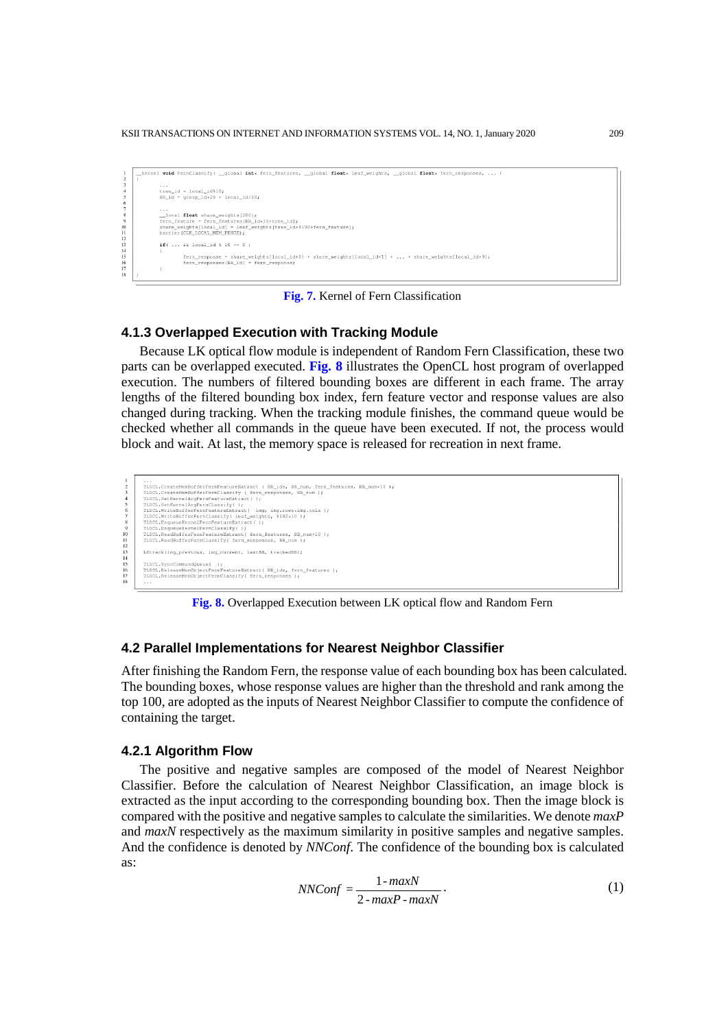```
__kernel void FernClassify( __global int* fern_features, __global float* leaf_weights, __global float* fern_responses, ... )
{
        ...
        tree_id = local_id%10;
        BB_id = group_id*20 + local_id/20;

        ...
        __local float share_weights[200];
        fern_feature = fern_features[BB_id*10+tree_id];
        share_weights[local_id] = leaf_weights[tree_id*8192+fern_feature];
        barrier(CLK_LOCAL_MEM_FENCE);

        if( ... && local_id % 10 == 0 )
        {
                fern_response = share_weights[local_id+0] + share_weights[local_id+1] + ... + share_weights[local_id+9];
                fern_responses[BB_id] = fern_response;
        }
}
```

**Fig. 7.** Kernel of Fern Classification

### 4.1.3 Overlapped Execution with Tracking Module

Because LK optical flow module is independent of Random Fern Classification, these two parts can be overlapped executed. **Fig. 8** illustrates the OpenCL host program of overlapped execution. The numbers of filtered bounding boxes are different in each frame. The array lengths of the filtered bounding box index, fern feature vector and response values are also changed during tracking. When the tracking module finishes, the command queue would be checked whether all commands in the queue have been executed. If not, the process would block and wait. At last, the memory space is released for recreation in next frame.

```
...
TLDCL.CreateMemBufferFernFeatureExtract ( BB_ids, BB_num, fern_features, BB_num*10 );
TLDCL.CreateMemBufferFernClassify ( fern_responses, BB_num );
TLDCL.SetKernelArgFernFeatureExtract( );
TLDCL.SetKernelArgFernClassify( );
TLDCL.WriteBufferFernFeatureExtract( img, img.rows*img.cols );
TLDCL.WriteBufferFernClassify( leaf_weights, 8192*10 );
TLDCL.EnqueueKernelFernFeatureExtract( );
TLDCL.EnqueueKernelFernClassify( );
TLDCL.ReadBufferFernFeatureExtract( fern_features, BB_num*10 );
TLDCL.ReadBufferFernClassify( fern_responses, BB_num );

LKtrack(img_previous, img_current, lastBB, trackedBB);

TLDCL.SyncCommandQueue( );
TLDCL.ReleaseMemObjectFernFeatureExtract( BB_ids, fern_features );
TLDCL.ReleaseMemObjectFernClassify( fern_responses );
...
```

**Fig. 8.** Overlapped Execution between LK optical flow and Random Fern

## 4.2 Parallel Implementations for Nearest Neighbor Classifier

After finishing the Random Fern, the response value of each bounding box has been calculated. The bounding boxes, whose response values are higher than the threshold and rank among the top 100, are adopted as the inputs of Nearest Neighbor Classifier to compute the confidence of containing the target.

### 4.2.1 Algorithm Flow

The positive and negative samples are composed of the model of Nearest Neighbor Classifier. Before the calculation of Nearest Neighbor Classification, an image block is extracted as the input according to the corresponding bounding box. Then the image block is compared with the positive and negative samples to calculate the similarities. We denote *maxP* and *maxN* respectively as the maximum similarity in positive samples and negative samples. And the confidence is denoted by *NNConf*. The confidence of the bounding box is calculated as:

$$NNConf = \frac{1 - maxN}{2 - maxP - maxN}. \tag{1}$$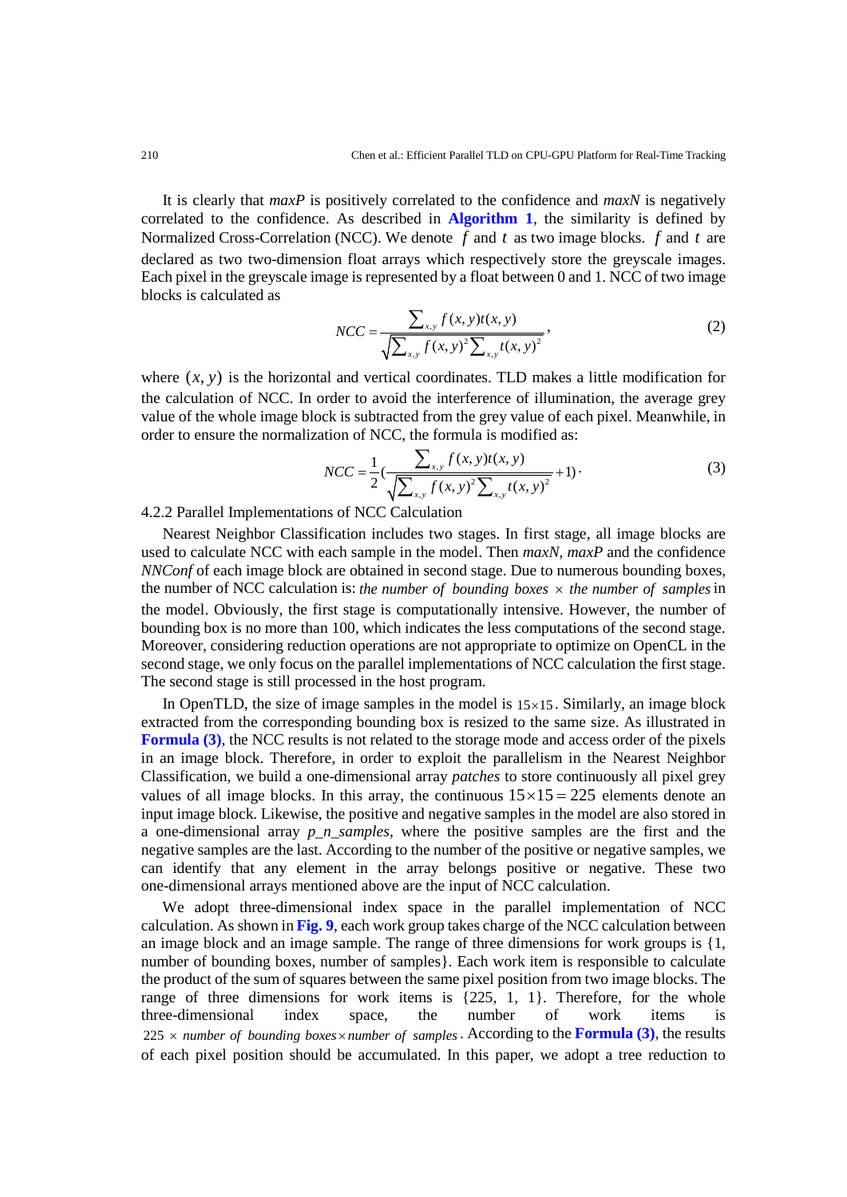It is clearly that *maxP* is positively correlated to the confidence and *maxN* is negatively correlated to the confidence. As described in **Algorithm 1**, the similarity is defined by Normalized Cross-Correlation (NCC). We denote $f$ and $t$ as two image blocks. $f$ and $t$ are declared as two two-dimension float arrays which respectively store the greyscale images. Each pixel in the greyscale image is represented by a float between 0 and 1. NCC of two image blocks is calculated as

$$NCC = \frac{\sum_{x,y} f(x,y)t(x,y)}{\sqrt{\sum_{x,y} f(x,y)^2 \sum_{x,y} t(x,y)^2}}, \tag{2}$$

where $(x, y)$ is the horizontal and vertical coordinates. TLD makes a little modification for the calculation of NCC. In order to avoid the interference of illumination, the average grey value of the whole image block is subtracted from the grey value of each pixel. Meanwhile, in order to ensure the normalization of NCC, the formula is modified as:

$$NCC = \frac{1}{2}\left(\frac{\sum_{x,y} f(x,y)t(x,y)}{\sqrt{\sum_{x,y} f(x,y)^2 \sum_{x,y} t(x,y)^2}} + 1\right). \tag{3}$$

4.2.2 Parallel Implementations of NCC Calculation

Nearest Neighbor Classification includes two stages. In first stage, all image blocks are used to calculate NCC with each sample in the model. Then *maxN*, *maxP* and the confidence *NNConf* of each image block are obtained in second stage. Due to numerous bounding boxes, the number of NCC calculation is: *the number of bounding boxes* $\times$ *the number of samples* in the model. Obviously, the first stage is computationally intensive. However, the number of bounding box is no more than 100, which indicates the less computations of the second stage. Moreover, considering reduction operations are not appropriate to optimize on OpenCL in the second stage, we only focus on the parallel implementations of NCC calculation the first stage. The second stage is still processed in the host program.

In OpenTLD, the size of image samples in the model is $15 \times 15$. Similarly, an image block extracted from the corresponding bounding box is resized to the same size. As illustrated in **Formula (3)**, the NCC results is not related to the storage mode and access order of the pixels in an image block. Therefore, in order to exploit the parallelism in the Nearest Neighbor Classification, we build a one-dimensional array *patches* to store continuously all pixel grey values of all image blocks. In this array, the continuous $15 \times 15 = 225$ elements denote an input image block. Likewise, the positive and negative samples in the model are also stored in a one-dimensional array *p_n_samples*, where the positive samples are the first and the negative samples are the last. According to the number of the positive or negative samples, we can identify that any element in the array belongs positive or negative. These two one-dimensional arrays mentioned above are the input of NCC calculation.

We adopt three-dimensional index space in the parallel implementation of NCC calculation. As shown in **Fig. 9**, each work group takes charge of the NCC calculation between an image block and an image sample. The range of three dimensions for work groups is {1, number of bounding boxes, number of samples}. Each work item is responsible to calculate the product of the sum of squares between the same pixel position from two image blocks. The range of three dimensions for work items is {225, 1, 1}. Therefore, for the whole three-dimensional index space, the number of work items is $225 \times$ *number of bounding boxes* $\times$ *number of samples*. According to the **Formula (3)**, the results of each pixel position should be accumulated. In this paper, we adopt a tree reduction to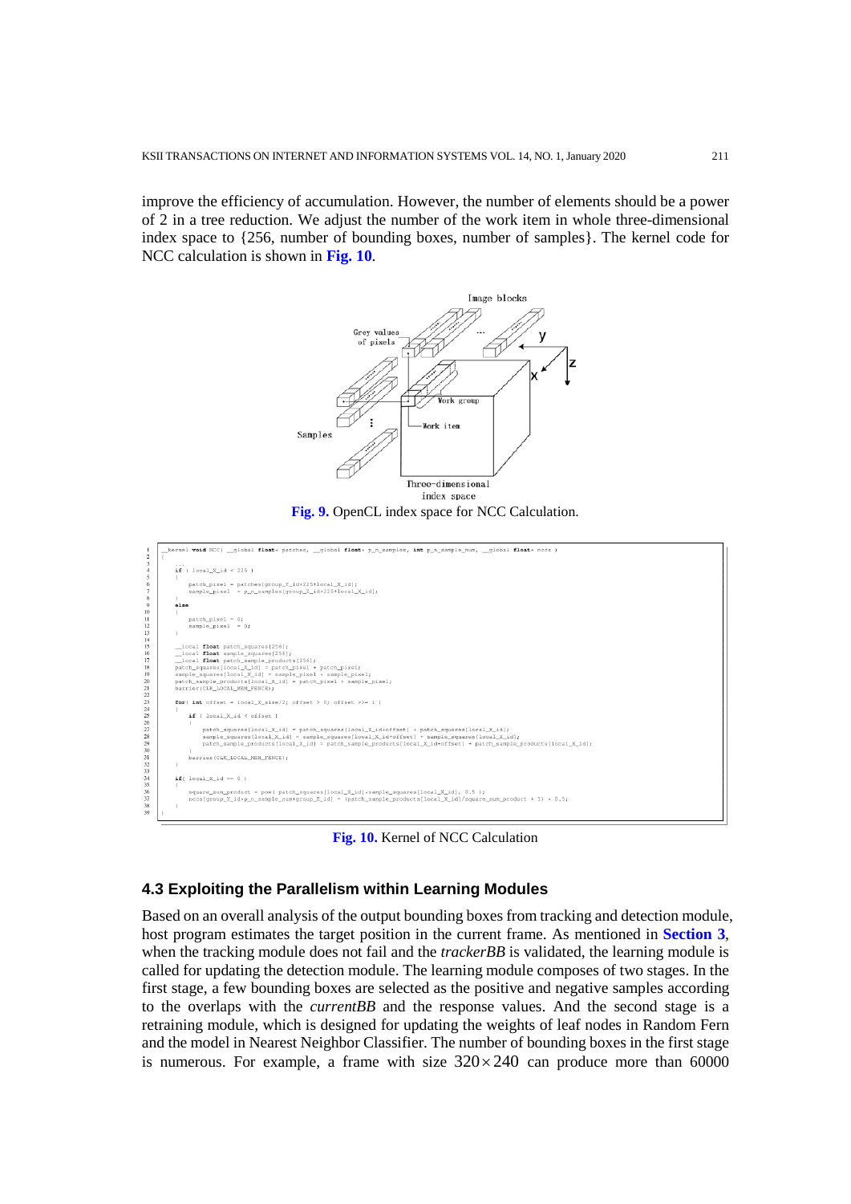improve the efficiency of accumulation. However, the number of elements should be a power of 2 in a tree reduction. We adjust the number of the work item in whole three-dimensional index space to {256, number of bounding boxes, number of samples}. The kernel code for NCC calculation is shown in **Fig. 10**.

**Fig. 9.** OpenCL index space for NCC Calculation.

```
__kernel void NCC( __global float* patches, __global float* p_n_samples, int p_n_sample_num, __global float* nccs )
{
    ...
    if ( local_X_id < 225 )
    {
        patch_pixel = patches[group_Y_id*225+local_X_id];
        sample_pixel  = p_n_samples[group_Z_id*225+local_X_id];
    }
    else
    {
        patch_pixel = 0;
        sample_pixel  = 0;
    }

    __local float patch_squares[256];
    __local float sample_squares[256];
    __local float patch_sample_products[256];
    patch_squares[local_X_id] = patch_pixel * patch_pixel;
    sample_squares[local_X_id] = sample_pixel * sample_pixel;
    patch_sample_products[local_X_id] = patch_pixel * sample_pixel;
    barrier(CLK_LOCAL_MEM_FENCE);

    for( int offset = local_X_size/2; offset > 0; offset >>= 1 )
    {
        if ( local_X_id < offset )
        {
            patch_squares[local_X_id] = patch_squares[local_X_id+offset] + patch_squares[local_X_id];
            sample_squares[local_X_id] = sample_squares[local_X_id+offset] + sample_squares[local_X_id];
            patch_sample_products[local_X_id] = patch_sample_products[local_X_id+offset] + patch_sample_products[local_X_id];
        }
        barrier(CLK_LOCAL_MEM_FENCE);
    }

    if( local_X_id == 0 )
    {
        square_sum_product = pow( patch_squares[local_X_id]*sample_squares[local_X_id], 0.5 );
        nccs[group_Y_id*p_n_sample_num+group_Z_id] = (patch_sample_products[local_X_id]/square_sum_product + 1) * 0.5;
    }
}
```

**Fig. 10.** Kernel of NCC Calculation

### 4.3 Exploiting the Parallelism within Learning Modules

Based on an overall analysis of the output bounding boxes from tracking and detection module, host program estimates the target position in the current frame. As mentioned in **Section 3**, when the tracking module does not fail and the *trackerBB* is validated, the learning module is called for updating the detection module. The learning module composes of two stages. In the first stage, a few bounding boxes are selected as the positive and negative samples according to the overlaps with the *currentBB* and the response values. And the second stage is a retraining module, which is designed for updating the weights of leaf nodes in Random Fern and the model in Nearest Neighbor Classifier. The number of bounding boxes in the first stage is numerous. For example, a frame with size $320 \times 240$ can produce more than 60000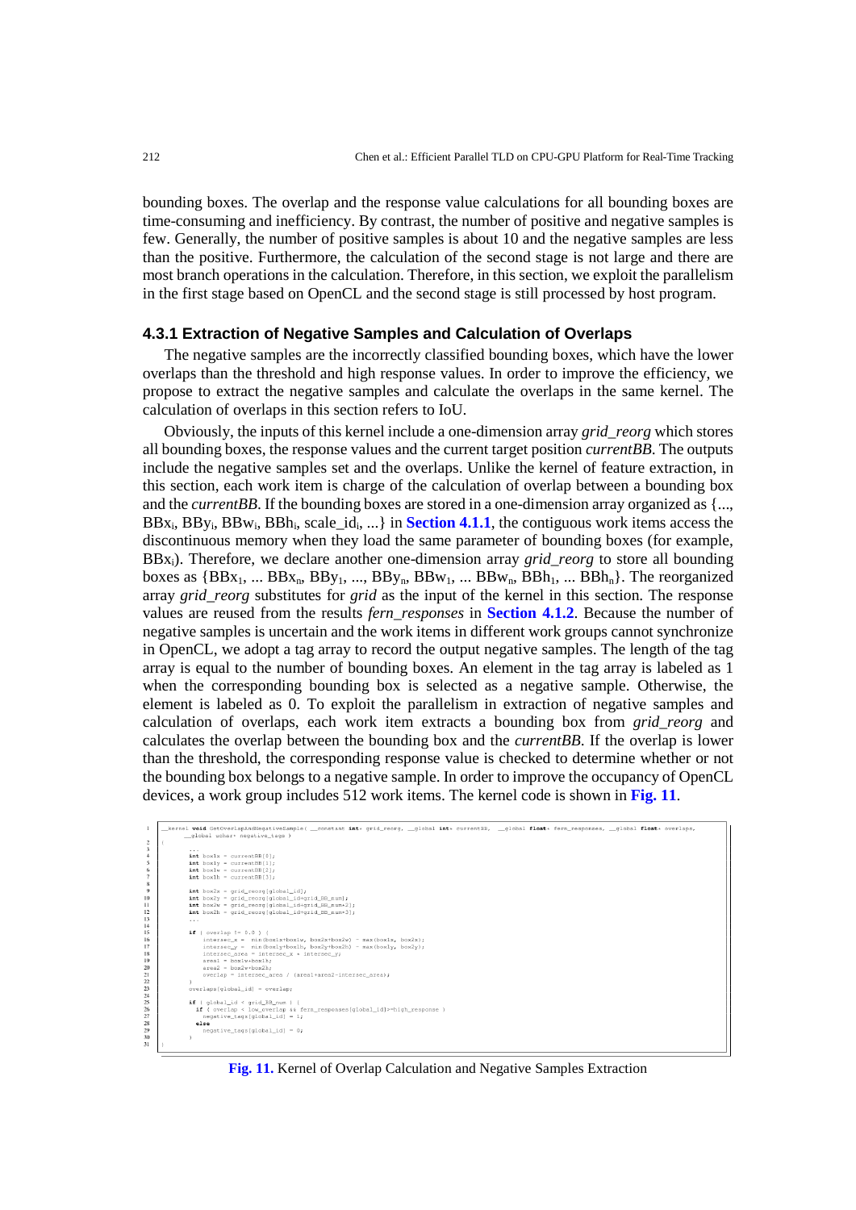bounding boxes. The overlap and the response value calculations for all bounding boxes are time-consuming and inefficiency. By contrast, the number of positive and negative samples is few. Generally, the number of positive samples is about 10 and the negative samples are less than the positive. Furthermore, the calculation of the second stage is not large and there are most branch operations in the calculation. Therefore, in this section, we exploit the parallelism in the first stage based on OpenCL and the second stage is still processed by host program.

### 4.3.1 Extraction of Negative Samples and Calculation of Overlaps

The negative samples are the incorrectly classified bounding boxes, which have the lower overlaps than the threshold and high response values. In order to improve the efficiency, we propose to extract the negative samples and calculate the overlaps in the same kernel. The calculation of overlaps in this section refers to IoU.

Obviously, the inputs of this kernel include a one-dimension array *grid_reorg* which stores all bounding boxes, the response values and the current target position *currentBB*. The outputs include the negative samples set and the overlaps. Unlike the kernel of feature extraction, in this section, each work item is charge of the calculation of overlap between a bounding box and the *currentBB*. If the bounding boxes are stored in a one-dimension array organized as {..., $BBx_i$, $BBy_i$, $BBw_i$, $BBh_i$, scale_id$_i$, ...} in **Section 4.1.1**, the contiguous work items access the discontinuous memory when they load the same parameter of bounding boxes (for example, $BBx_i$). Therefore, we declare another one-dimension array *grid_reorg* to store all bounding boxes as {$BBx_1$, ... $BBx_n$, $BBy_1$, ..., $BBy_n$, $BBw_1$, ... $BBw_n$, $BBh_1$, ... $BBh_n$}. The reorganized array *grid_reorg* substitutes for *grid* as the input of the kernel in this section. The response values are reused from the results *fern_responses* in **Section 4.1.2**. Because the number of negative samples is uncertain and the work items in different work groups cannot synchronize in OpenCL, we adopt a tag array to record the output negative samples. The length of the tag array is equal to the number of bounding boxes. An element in the tag array is labeled as 1 when the corresponding bounding box is selected as a negative sample. Otherwise, the element is labeled as 0. To exploit the parallelism in extraction of negative samples and calculation of overlaps, each work item extracts a bounding box from *grid_reorg* and calculates the overlap between the bounding box and the *currentBB*. If the overlap is lower than the threshold, the corresponding response value is checked to determine whether or not the bounding box belongs to a negative sample. In order to improve the occupancy of OpenCL devices, a work group includes 512 work items. The kernel code is shown in **Fig. 11**.

```
1  __kernel void GetOverlapAndNegativeSample( __constant int* grid_reorg, __global int* currentBB,  __global float* fern_responses, __global float* overlaps,
       __global uchar* negative_tags )
2  {
3      ...
4      int box1x = currentBB[0];
5      int box1y = currentBB[1];
6      int box1w = currentBB[2];
7      int box1h = currentBB[3];
8
9      int box2x = grid_reorg[global_id];
10     int box2y = grid_reorg[global_id+grid_BB_num];
11     int box2w = grid_reorg[global_id+grid_BB_num*2];
12     int box2h = grid_reorg[global_id+grid_BB_num*3];
13     ...
14
15     if ( overlap != 0.0 ) {
16         intersec_x =  min(box1x+box1w, box2x+box2w) - max(box1x, box2x);
17         intersec_y =  min(box1y+box1h, box2y+box2h) - max(box1y, box2y);
18         intersec_area = intersec_x * intersec_y;
19         area1 = box1w*box1h;
20         area2 = box2w*box2h;
21         overlap = intersec_area / (area1+area2-intersec_area);
22     }
23     overlaps[global_id] = overlap;
24
25     if ( global_id < grid_BB_num ) {
26       if ( overlap < low_overlap && fern_responses[global_id]>=high_response )
27         negative_tags[global_id] = 1;
28       else
29         negative_tags[global_id] = 0;
30     }
31 }
```

**Fig. 11.** Kernel of Overlap Calculation and Negative Samples Extraction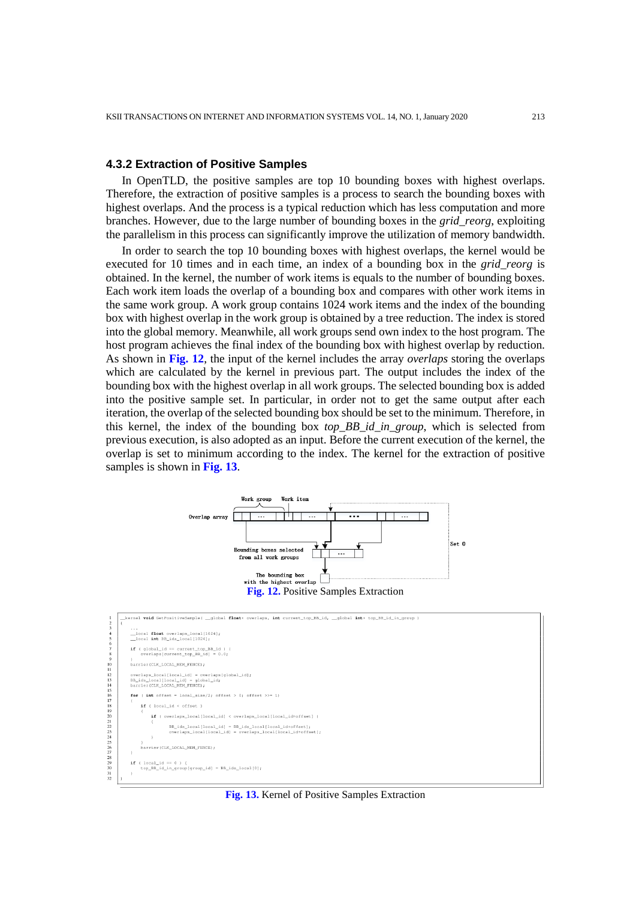### 4.3.2 Extraction of Positive Samples

In OpenTLD, the positive samples are top 10 bounding boxes with highest overlaps. Therefore, the extraction of positive samples is a process to search the bounding boxes with highest overlaps. And the process is a typical reduction which has less computation and more branches. However, due to the large number of bounding boxes in the *grid_reorg*, exploiting the parallelism in this process can significantly improve the utilization of memory bandwidth.

In order to search the top 10 bounding boxes with highest overlaps, the kernel would be executed for 10 times and in each time, an index of a bounding box in the *grid_reorg* is obtained. In the kernel, the number of work items is equals to the number of bounding boxes. Each work item loads the overlap of a bounding box and compares with other work items in the same work group. A work group contains 1024 work items and the index of the bounding box with highest overlap in the work group is obtained by a tree reduction. The index is stored into the global memory. Meanwhile, all work groups send own index to the host program. The host program achieves the final index of the bounding box with highest overlap by reduction. As shown in **Fig. 12**, the input of the kernel includes the array *overlaps* storing the overlaps which are calculated by the kernel in previous part. The output includes the index of the bounding box with the highest overlap in all work groups. The selected bounding box is added into the positive sample set. In particular, in order not to get the same output after each iteration, the overlap of the selected bounding box should be set to the minimum. Therefore, in this kernel, the index of the bounding box *top_BB_id_in_group*, which is selected from previous execution, is also adopted as an input. Before the current execution of the kernel, the overlap is set to minimum according to the index. The kernel for the extraction of positive samples is shown in **Fig. 13**.

**Fig. 12.** Positive Samples Extraction

```
__kernel void GetPositiveSample( __global float* overlaps, int current_top_BB_id, __global int* top_BB_id_in_group )
{
    ...
    __local float overlaps_local[1024];
    __local int BB_ids_local[1024];

    if ( global_id == current_top_BB_id ) {
        overlaps[current_top_BB_id] = 0.0;
    }
    barrier(CLK_LOCAL_MEM_FENCE);

    overlaps_local[local_id] = overlaps[global_id];
    BB_ids_local[local_id] = global_id;
    barrier(CLK_LOCAL_MEM_FENCE);

    for ( int offset = local_size/2; offset > 0; offset >>= 1)
    {
        if ( local_id < offset )
        {
            if ( overlaps_local[local_id] < overlaps_local[local_id+offset] )
            {
                BB_ids_local[local_id] = BB_ids_local[local_id+offset];
                overlaps_local[local_id] = overlaps_local[local_id+offset];
            }
        }
        barrier(CLK_LOCAL_MEM_FENCE);
    }

    if ( local_id == 0 ) {
        top_BB_id_in_group[group_id] = BB_ids_local[0];
    }
}
```

**Fig. 13.** Kernel of Positive Samples Extraction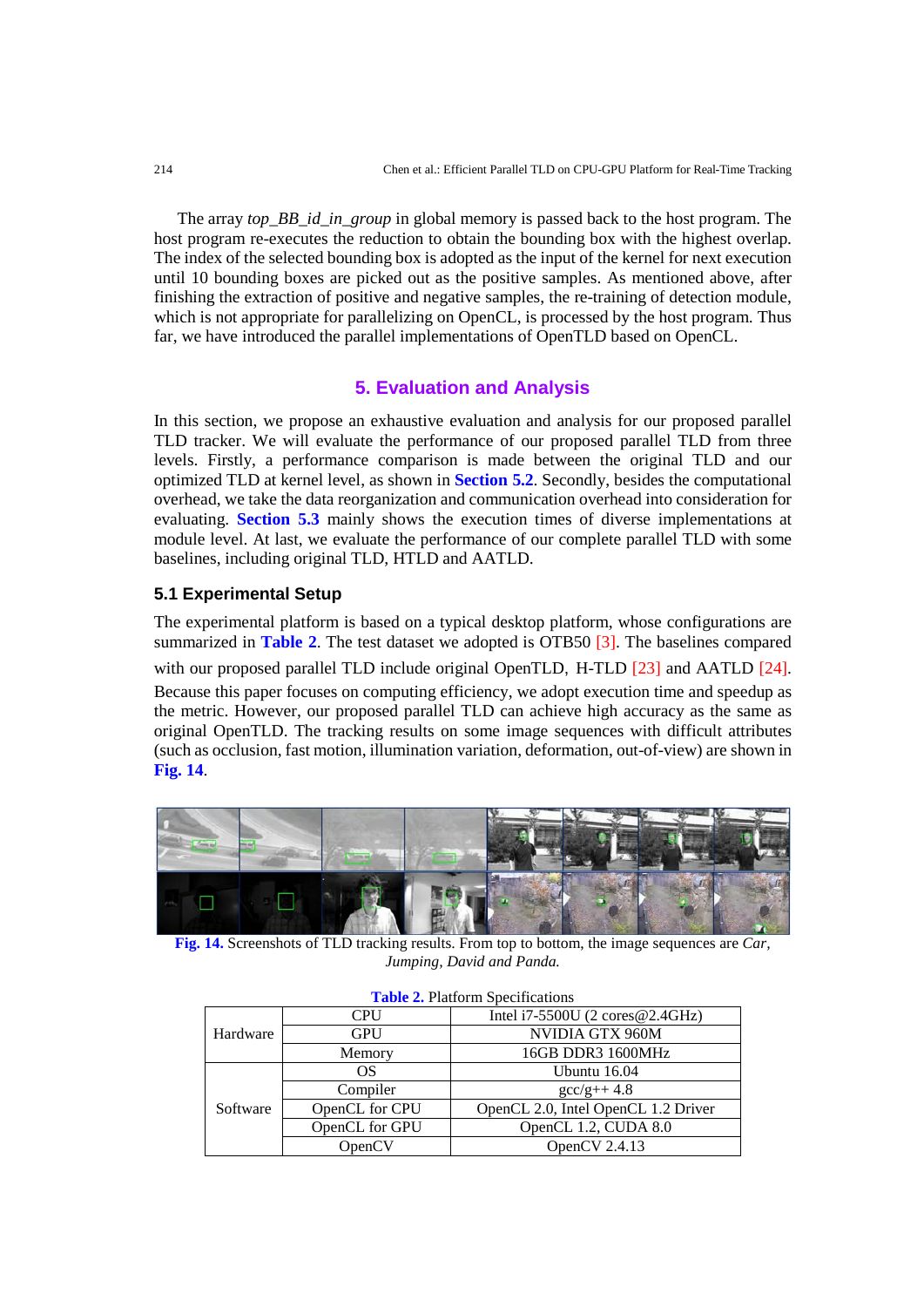The array *top_BB_id_in_group* in global memory is passed back to the host program. The host program re-executes the reduction to obtain the bounding box with the highest overlap. The index of the selected bounding box is adopted as the input of the kernel for next execution until 10 bounding boxes are picked out as the positive samples. As mentioned above, after finishing the extraction of positive and negative samples, the re-training of detection module, which is not appropriate for parallelizing on OpenCL, is processed by the host program. Thus far, we have introduced the parallel implementations of OpenTLD based on OpenCL.

## 5. Evaluation and Analysis

In this section, we propose an exhaustive evaluation and analysis for our proposed parallel TLD tracker. We will evaluate the performance of our proposed parallel TLD from three levels. Firstly, a performance comparison is made between the original TLD and our optimized TLD at kernel level, as shown in **Section 5.2**. Secondly, besides the computational overhead, we take the data reorganization and communication overhead into consideration for evaluating. **Section 5.3** mainly shows the execution times of diverse implementations at module level. At last, we evaluate the performance of our complete parallel TLD with some baselines, including original TLD, HTLD and AATLD.

### 5.1 Experimental Setup

The experimental platform is based on a typical desktop platform, whose configurations are summarized in **Table 2**. The test dataset we adopted is OTB50 [3]. The baselines compared with our proposed parallel TLD include original OpenTLD, H-TLD [23] and AATLD [24]. Because this paper focuses on computing efficiency, we adopt execution time and speedup as the metric. However, our proposed parallel TLD can achieve high accuracy as the same as original OpenTLD. The tracking results on some image sequences with difficult attributes (such as occlusion, fast motion, illumination variation, deformation, out-of-view) are shown in **Fig. 14**.

**Fig. 14.** Screenshots of TLD tracking results. From top to bottom, the image sequences are *Car, Jumping, David and Panda.*

**Table 2.** Platform Specifications

| | | |
|---|---|---|
| Hardware | CPU | Intel i7-5500U (2 cores@2.4GHz) |
| | GPU | NVIDIA GTX 960M |
| | Memory | 16GB DDR3 1600MHz |
| Software | OS | Ubuntu 16.04 |
| | Compiler | gcc/g++ 4.8 |
| | OpenCL for CPU | OpenCL 2.0, Intel OpenCL 1.2 Driver |
| | OpenCL for GPU | OpenCL 1.2, CUDA 8.0 |
| | OpenCV | OpenCV 2.4.13 |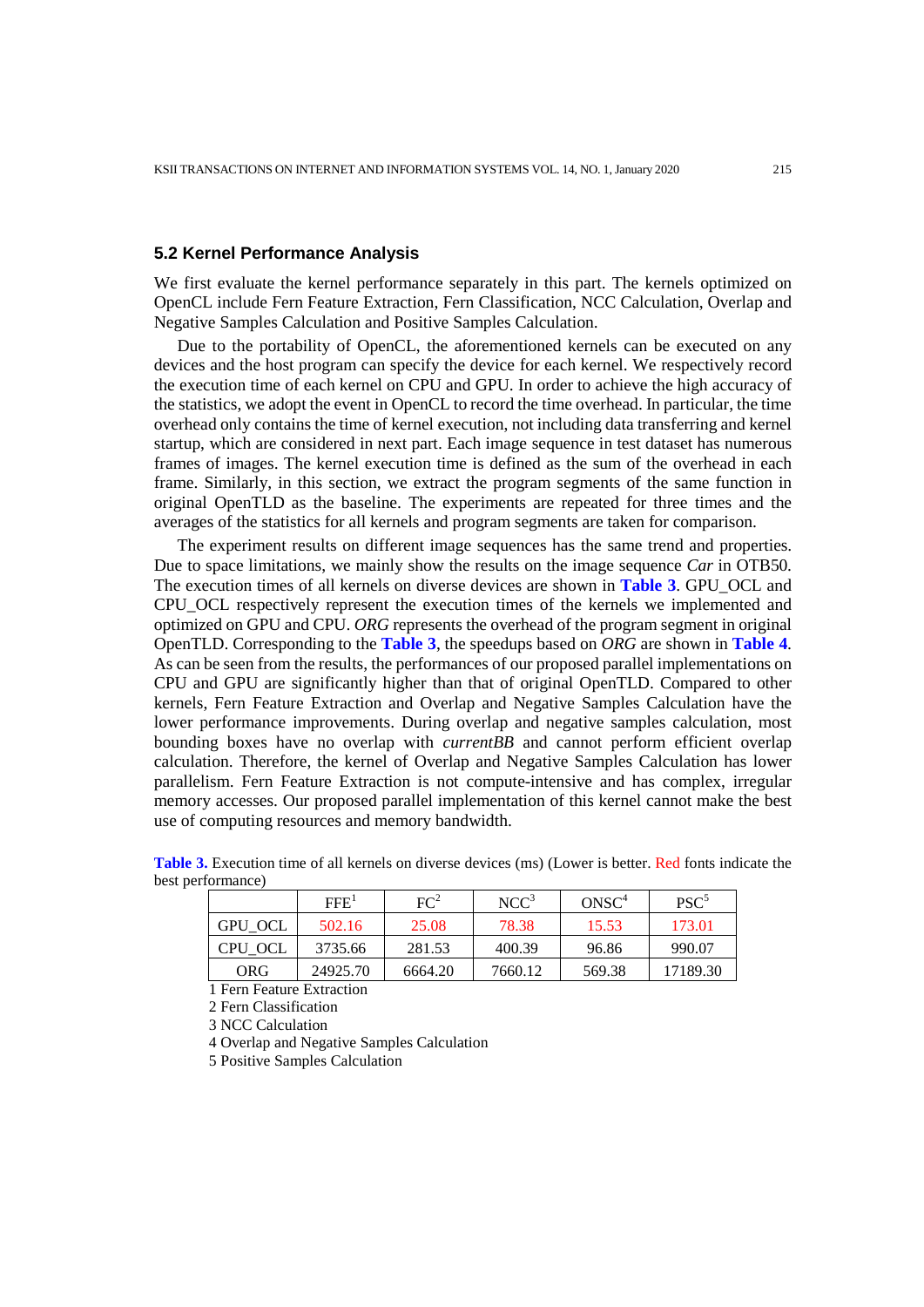### 5.2 Kernel Performance Analysis

We first evaluate the kernel performance separately in this part. The kernels optimized on OpenCL include Fern Feature Extraction, Fern Classification, NCC Calculation, Overlap and Negative Samples Calculation and Positive Samples Calculation.

Due to the portability of OpenCL, the aforementioned kernels can be executed on any devices and the host program can specify the device for each kernel. We respectively record the execution time of each kernel on CPU and GPU. In order to achieve the high accuracy of the statistics, we adopt the event in OpenCL to record the time overhead. In particular, the time overhead only contains the time of kernel execution, not including data transferring and kernel startup, which are considered in next part. Each image sequence in test dataset has numerous frames of images. The kernel execution time is defined as the sum of the overhead in each frame. Similarly, in this section, we extract the program segments of the same function in original OpenTLD as the baseline. The experiments are repeated for three times and the averages of the statistics for all kernels and program segments are taken for comparison.

The experiment results on different image sequences has the same trend and properties. Due to space limitations, we mainly show the results on the image sequence *Car* in OTB50. The execution times of all kernels on diverse devices are shown in **Table 3**. GPU_OCL and CPU_OCL respectively represent the execution times of the kernels we implemented and optimized on GPU and CPU. *ORG* represents the overhead of the program segment in original OpenTLD. Corresponding to the **Table 3**, the speedups based on *ORG* are shown in **Table 4**. As can be seen from the results, the performances of our proposed parallel implementations on CPU and GPU are significantly higher than that of original OpenTLD. Compared to other kernels, Fern Feature Extraction and Overlap and Negative Samples Calculation have the lower performance improvements. During overlap and negative samples calculation, most bounding boxes have no overlap with *currentBB* and cannot perform efficient overlap calculation. Therefore, the kernel of Overlap and Negative Samples Calculation has lower parallelism. Fern Feature Extraction is not compute-intensive and has complex, irregular memory accesses. Our proposed parallel implementation of this kernel cannot make the best use of computing resources and memory bandwidth.

**Table 3.** Execution time of all kernels on diverse devices (ms) (Lower is better. Red fonts indicate the best performance)

| | FFE[1] | FC[2] | NCC[3] | ONSC[4] | PSC[5] |
|---|---|---|---|---|---|
| GPU_OCL | 502.16 | 25.08 | 78.38 | 15.53 | 173.01 |
| CPU_OCL | 3735.66 | 281.53 | 400.39 | 96.86 | 990.07 |
| ORG | 24925.70 | 6664.20 | 7660.12 | 569.38 | 17189.30 |

1 Fern Feature Extraction

2 Fern Classification

3 NCC Calculation

4 Overlap and Negative Samples Calculation

5 Positive Samples Calculation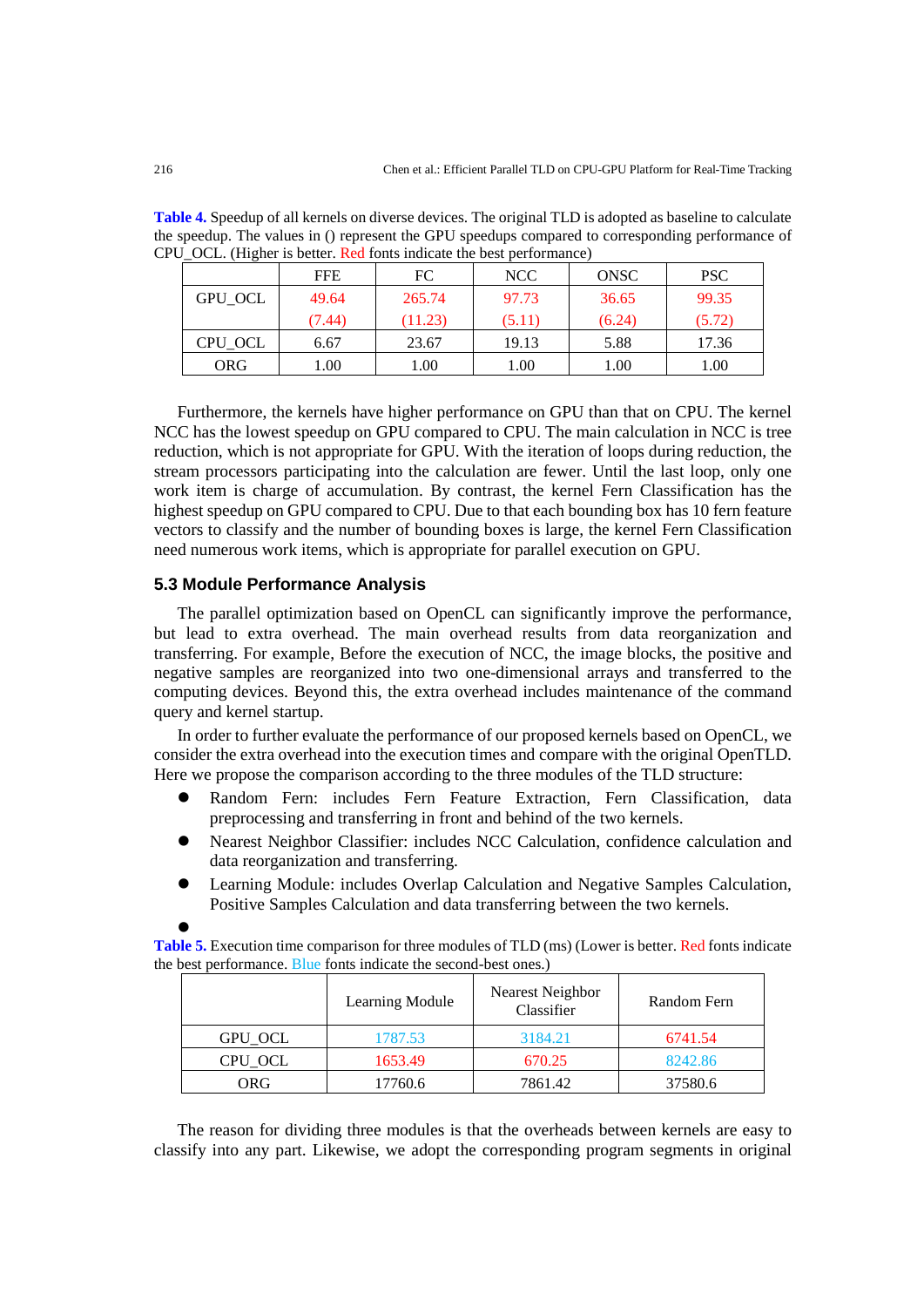**Table 4.** Speedup of all kernels on diverse devices. The original TLD is adopted as baseline to calculate the speedup. The values in () represent the GPU speedups compared to corresponding performance of CPU_OCL. (Higher is better. Red fonts indicate the best performance)

| | FFE | FC | NCC | ONSC | PSC |
|---|---|---|---|---|---|
| GPU_OCL | 49.64 (7.44) | 265.74 (11.23) | 97.73 (5.11) | 36.65 (6.24) | 99.35 (5.72) |
| CPU_OCL | 6.67 | 23.67 | 19.13 | 5.88 | 17.36 |
| ORG | 1.00 | 1.00 | 1.00 | 1.00 | 1.00 |

Furthermore, the kernels have higher performance on GPU than that on CPU. The kernel NCC has the lowest speedup on GPU compared to CPU. The main calculation in NCC is tree reduction, which is not appropriate for GPU. With the iteration of loops during reduction, the stream processors participating into the calculation are fewer. Until the last loop, only one work item is charge of accumulation. By contrast, the kernel Fern Classification has the highest speedup on GPU compared to CPU. Due to that each bounding box has 10 fern feature vectors to classify and the number of bounding boxes is large, the kernel Fern Classification need numerous work items, which is appropriate for parallel execution on GPU.

### 5.3 Module Performance Analysis

The parallel optimization based on OpenCL can significantly improve the performance, but lead to extra overhead. The main overhead results from data reorganization and transferring. For example, Before the execution of NCC, the image blocks, the positive and negative samples are reorganized into two one-dimensional arrays and transferred to the computing devices. Beyond this, the extra overhead includes maintenance of the command query and kernel startup.

In order to further evaluate the performance of our proposed kernels based on OpenCL, we consider the extra overhead into the execution times and compare with the original OpenTLD. Here we propose the comparison according to the three modules of the TLD structure:

- Random Fern: includes Fern Feature Extraction, Fern Classification, data preprocessing and transferring in front and behind of the two kernels.
- Nearest Neighbor Classifier: includes NCC Calculation, confidence calculation and data reorganization and transferring.
- Learning Module: includes Overlap Calculation and Negative Samples Calculation, Positive Samples Calculation and data transferring between the two kernels.

**Table 5.** Execution time comparison for three modules of TLD (ms) (Lower is better. Red fonts indicate the best performance. Blue fonts indicate the second-best ones.)

| | Learning Module | Nearest Neighbor Classifier | Random Fern |
|---|---|---|---|
| GPU_OCL | 1787.53 | 3184.21 | 6741.54 |
| CPU_OCL | 1653.49 | 670.25 | 8242.86 |
| ORG | 17760.6 | 7861.42 | 37580.6 |

The reason for dividing three modules is that the overheads between kernels are easy to classify into any part. Likewise, we adopt the corresponding program segments in original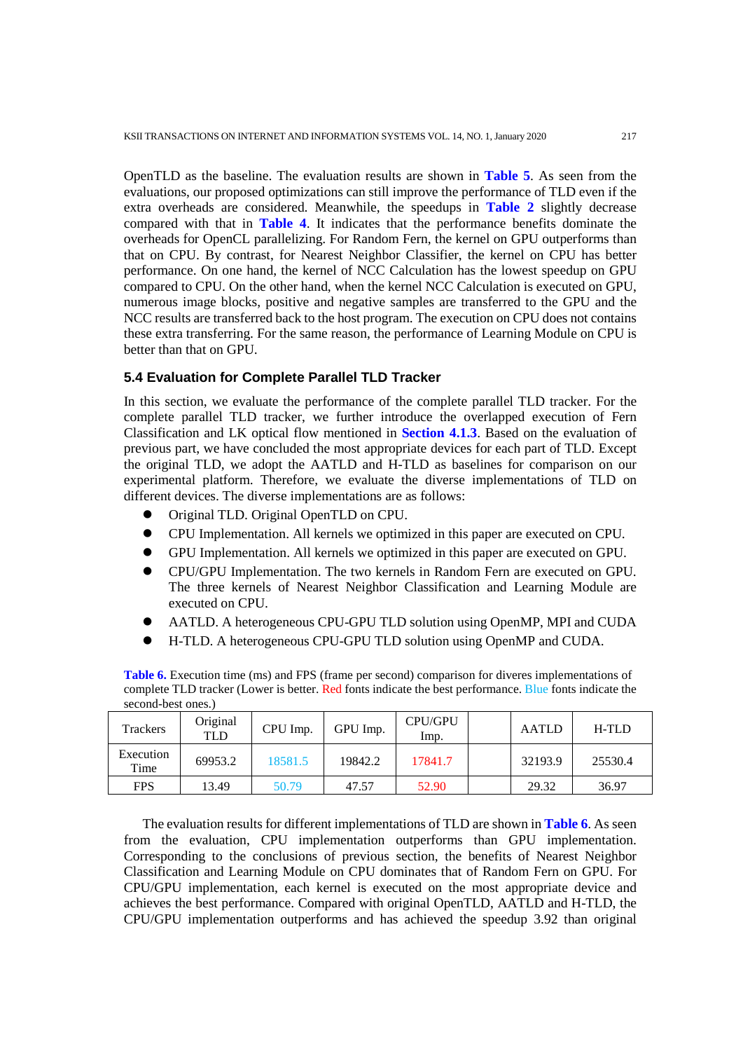OpenTLD as the baseline. The evaluation results are shown in **Table 5**. As seen from the evaluations, our proposed optimizations can still improve the performance of TLD even if the extra overheads are considered. Meanwhile, the speedups in **Table 2** slightly decrease compared with that in **Table 4**. It indicates that the performance benefits dominate the overheads for OpenCL parallelizing. For Random Fern, the kernel on GPU outperforms than that on CPU. By contrast, for Nearest Neighbor Classifier, the kernel on CPU has better performance. On one hand, the kernel of NCC Calculation has the lowest speedup on GPU compared to CPU. On the other hand, when the kernel NCC Calculation is executed on GPU, numerous image blocks, positive and negative samples are transferred to the GPU and the NCC results are transferred back to the host program. The execution on CPU does not contains these extra transferring. For the same reason, the performance of Learning Module on CPU is better than that on GPU.

### 5.4 Evaluation for Complete Parallel TLD Tracker

In this section, we evaluate the performance of the complete parallel TLD tracker. For the complete parallel TLD tracker, we further introduce the overlapped execution of Fern Classification and LK optical flow mentioned in **Section 4.1.3**. Based on the evaluation of previous part, we have concluded the most appropriate devices for each part of TLD. Except the original TLD, we adopt the AATLD and H-TLD as baselines for comparison on our experimental platform. Therefore, we evaluate the diverse implementations of TLD on different devices. The diverse implementations are as follows:

- Original TLD. Original OpenTLD on CPU.
- CPU Implementation. All kernels we optimized in this paper are executed on CPU.
- GPU Implementation. All kernels we optimized in this paper are executed on GPU.
- CPU/GPU Implementation. The two kernels in Random Fern are executed on GPU. The three kernels of Nearest Neighbor Classification and Learning Module are executed on CPU.
- AATLD. A heterogeneous CPU-GPU TLD solution using OpenMP, MPI and CUDA
- H-TLD. A heterogeneous CPU-GPU TLD solution using OpenMP and CUDA.

**Table 6.** Execution time (ms) and FPS (frame per second) comparison for diveres implementations of complete TLD tracker (Lower is better. Red fonts indicate the best performance. Blue fonts indicate the second-best ones.)

| Trackers | Original TLD | CPU Imp. | GPU Imp. | CPU/GPU Imp. | | AATLD | H-TLD |
|---|---|---|---|---|---|---|---|
| Execution Time | 69953.2 | 18581.5 | 19842.2 | 17841.7 | | 32193.9 | 25530.4 |
| FPS | 13.49 | 50.79 | 47.57 | 52.90 | | 29.32 | 36.97 |

The evaluation results for different implementations of TLD are shown in **Table 6**. As seen from the evaluation, CPU implementation outperforms than GPU implementation. Corresponding to the conclusions of previous section, the benefits of Nearest Neighbor Classification and Learning Module on CPU dominates that of Random Fern on GPU. For CPU/GPU implementation, each kernel is executed on the most appropriate device and achieves the best performance. Compared with original OpenTLD, AATLD and H-TLD, the CPU/GPU implementation outperforms and has achieved the speedup 3.92 than original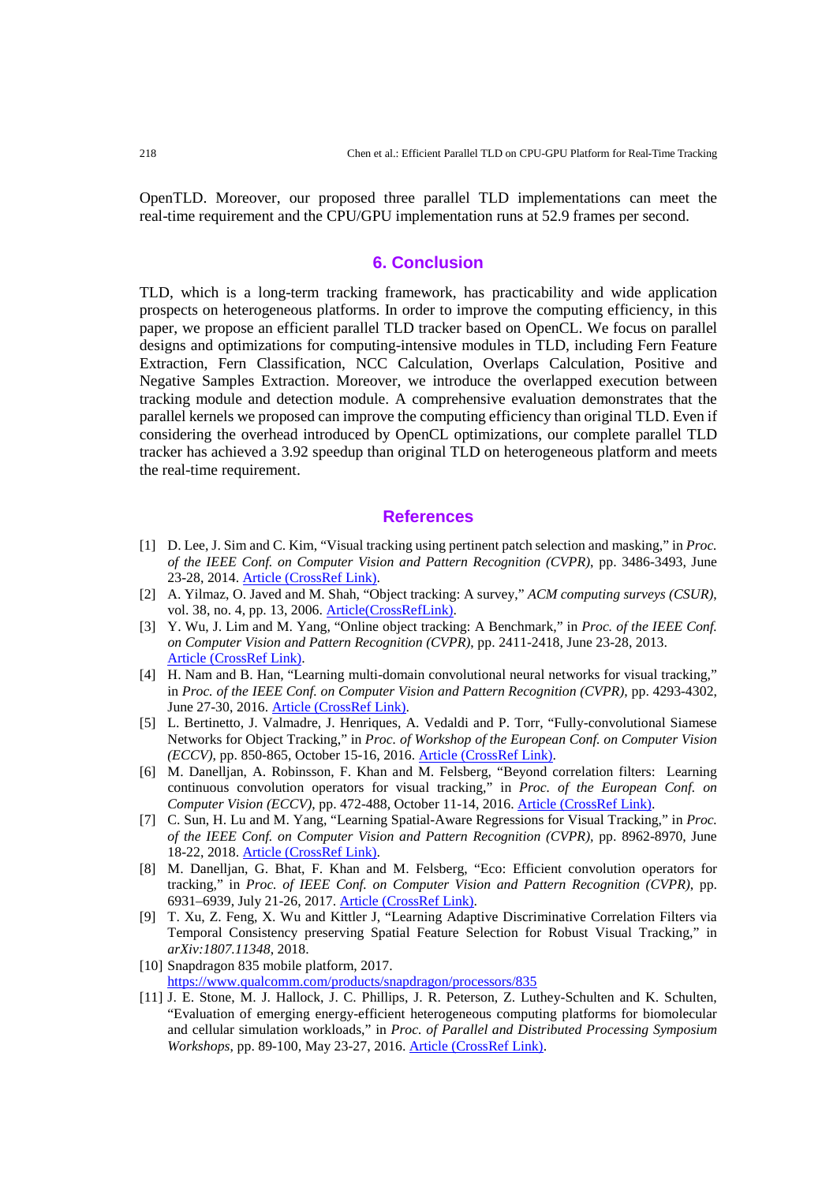OpenTLD. Moreover, our proposed three parallel TLD implementations can meet the real-time requirement and the CPU/GPU implementation runs at 52.9 frames per second.

## 6. Conclusion

TLD, which is a long-term tracking framework, has practicability and wide application prospects on heterogeneous platforms. In order to improve the computing efficiency, in this paper, we propose an efficient parallel TLD tracker based on OpenCL. We focus on parallel designs and optimizations for computing-intensive modules in TLD, including Fern Feature Extraction, Fern Classification, NCC Calculation, Overlaps Calculation, Positive and Negative Samples Extraction. Moreover, we introduce the overlapped execution between tracking module and detection module. A comprehensive evaluation demonstrates that the parallel kernels we proposed can improve the computing efficiency than original TLD. Even if considering the overhead introduced by OpenCL optimizations, our complete parallel TLD tracker has achieved a 3.92 speedup than original TLD on heterogeneous platform and meets the real-time requirement.

## References

[1] D. Lee, J. Sim and C. Kim, "Visual tracking using pertinent patch selection and masking," in *Proc. of the IEEE Conf. on Computer Vision and Pattern Recognition (CVPR)*, pp. 3486-3493, June 23-28, 2014. Article (CrossRef Link).

[2] A. Yilmaz, O. Javed and M. Shah, "Object tracking: A survey," *ACM computing surveys (CSUR)*, vol. 38, no. 4, pp. 13, 2006. Article(CrossRefLink).

[3] Y. Wu, J. Lim and M. Yang, "Online object tracking: A Benchmark," in *Proc. of the IEEE Conf. on Computer Vision and Pattern Recognition (CVPR)*, pp. 2411-2418, June 23-28, 2013. Article (CrossRef Link).

[4] H. Nam and B. Han, "Learning multi-domain convolutional neural networks for visual tracking," in *Proc. of the IEEE Conf. on Computer Vision and Pattern Recognition (CVPR)*, pp. 4293-4302, June 27-30, 2016. Article (CrossRef Link).

[5] L. Bertinetto, J. Valmadre, J. Henriques, A. Vedaldi and P. Torr, "Fully-convolutional Siamese Networks for Object Tracking," in *Proc. of Workshop of the European Conf. on Computer Vision (ECCV)*, pp. 850-865, October 15-16, 2016. Article (CrossRef Link).

[6] M. Danelljan, A. Robinsson, F. Khan and M. Felsberg, "Beyond correlation filters: Learning continuous convolution operators for visual tracking," in *Proc. of the European Conf. on Computer Vision (ECCV)*, pp. 472-488, October 11-14, 2016. Article (CrossRef Link).

[7] C. Sun, H. Lu and M. Yang, "Learning Spatial-Aware Regressions for Visual Tracking," in *Proc. of the IEEE Conf. on Computer Vision and Pattern Recognition (CVPR)*, pp. 8962-8970, June 18-22, 2018. Article (CrossRef Link).

[8] M. Danelljan, G. Bhat, F. Khan and M. Felsberg, "Eco: Efficient convolution operators for tracking," in *Proc. of IEEE Conf. on Computer Vision and Pattern Recognition (CVPR)*, pp. 6931–6939, July 21-26, 2017. Article (CrossRef Link).

[9] T. Xu, Z. Feng, X. Wu and Kittler J, "Learning Adaptive Discriminative Correlation Filters via Temporal Consistency preserving Spatial Feature Selection for Robust Visual Tracking," in *arXiv:1807.11348*, 2018.

[10] Snapdragon 835 mobile platform, 2017. https://www.qualcomm.com/products/snapdragon/processors/835

[11] J. E. Stone, M. J. Hallock, J. C. Phillips, J. R. Peterson, Z. Luthey-Schulten and K. Schulten, "Evaluation of emerging energy-efficient heterogeneous computing platforms for biomolecular and cellular simulation workloads," in *Proc. of Parallel and Distributed Processing Symposium Workshops*, pp. 89-100, May 23-27, 2016. Article (CrossRef Link).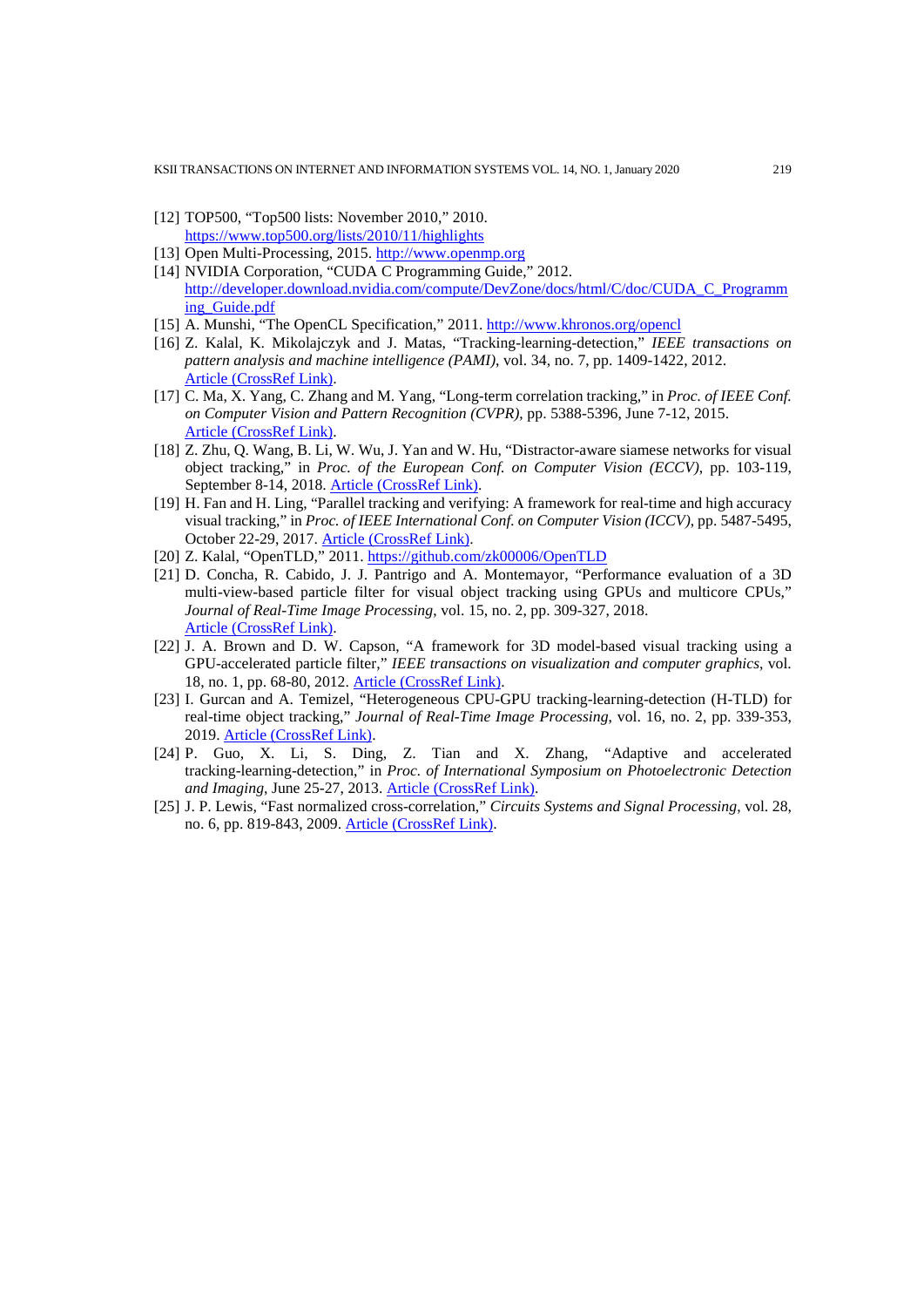[12] TOP500, "Top500 lists: November 2010," 2010. https://www.top500.org/lists/2010/11/highlights

[13] Open Multi-Processing, 2015. http://www.openmp.org

[14] NVIDIA Corporation, "CUDA C Programming Guide," 2012. http://developer.download.nvidia.com/compute/DevZone/docs/html/C/doc/CUDA_C_Programming_Guide.pdf

[15] A. Munshi, "The OpenCL Specification," 2011. http://www.khronos.org/opencl

[16] Z. Kalal, K. Mikolajczyk and J. Matas, "Tracking-learning-detection," *IEEE transactions on pattern analysis and machine intelligence (PAMI)*, vol. 34, no. 7, pp. 1409-1422, 2012. Article (CrossRef Link).

[17] C. Ma, X. Yang, C. Zhang and M. Yang, "Long-term correlation tracking," in *Proc. of IEEE Conf. on Computer Vision and Pattern Recognition (CVPR)*, pp. 5388-5396, June 7-12, 2015. Article (CrossRef Link).

[18] Z. Zhu, Q. Wang, B. Li, W. Wu, J. Yan and W. Hu, "Distractor-aware siamese networks for visual object tracking," in *Proc. of the European Conf. on Computer Vision (ECCV)*, pp. 103-119, September 8-14, 2018. Article (CrossRef Link).

[19] H. Fan and H. Ling, "Parallel tracking and verifying: A framework for real-time and high accuracy visual tracking," in *Proc. of IEEE International Conf. on Computer Vision (ICCV)*, pp. 5487-5495, October 22-29, 2017. Article (CrossRef Link).

[20] Z. Kalal, "OpenTLD," 2011. https://github.com/zk00006/OpenTLD

[21] D. Concha, R. Cabido, J. J. Pantrigo and A. Montemayor, "Performance evaluation of a 3D multi-view-based particle filter for visual object tracking using GPUs and multicore CPUs," *Journal of Real-Time Image Processing*, vol. 15, no. 2, pp. 309-327, 2018. Article (CrossRef Link).

[22] J. A. Brown and D. W. Capson, "A framework for 3D model-based visual tracking using a GPU-accelerated particle filter," *IEEE transactions on visualization and computer graphics*, vol. 18, no. 1, pp. 68-80, 2012. Article (CrossRef Link).

[23] I. Gurcan and A. Temizel, "Heterogeneous CPU-GPU tracking-learning-detection (H-TLD) for real-time object tracking," *Journal of Real-Time Image Processing*, vol. 16, no. 2, pp. 339-353, 2019. Article (CrossRef Link).

[24] P. Guo, X. Li, S. Ding, Z. Tian and X. Zhang, "Adaptive and accelerated tracking-learning-detection," in *Proc. of International Symposium on Photoelectronic Detection and Imaging*, June 25-27, 2013. Article (CrossRef Link).

[25] J. P. Lewis, "Fast normalized cross-correlation," *Circuits Systems and Signal Processing*, vol. 28, no. 6, pp. 819-843, 2009. Article (CrossRef Link).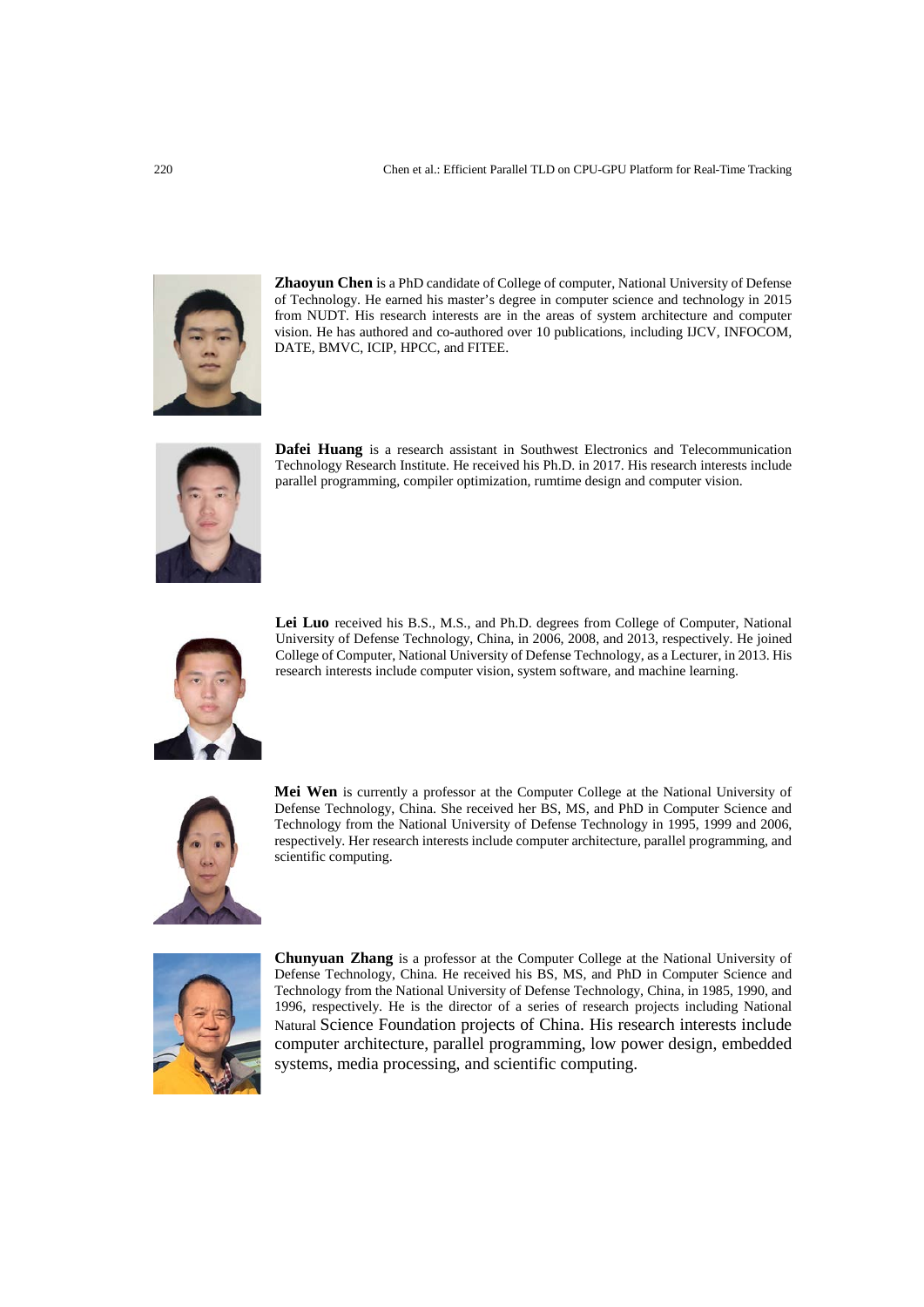**Zhaoyun Chen** is a PhD candidate of College of computer, National University of Defense of Technology. He earned his master's degree in computer science and technology in 2015 from NUDT. His research interests are in the areas of system architecture and computer vision. He has authored and co-authored over 10 publications, including IJCV, INFOCOM, DATE, BMVC, ICIP, HPCC, and FITEE.

**Dafei Huang** is a research assistant in Southwest Electronics and Telecommunication Technology Research Institute. He received his Ph.D. in 2017. His research interests include parallel programming, compiler optimization, rumtime design and computer vision.

**Lei Luo** received his B.S., M.S., and Ph.D. degrees from College of Computer, National University of Defense Technology, China, in 2006, 2008, and 2013, respectively. He joined College of Computer, National University of Defense Technology, as a Lecturer, in 2013. His research interests include computer vision, system software, and machine learning.

**Mei Wen** is currently a professor at the Computer College at the National University of Defense Technology, China. She received her BS, MS, and PhD in Computer Science and Technology from the National University of Defense Technology in 1995, 1999 and 2006, respectively. Her research interests include computer architecture, parallel programming, and scientific computing.

**Chunyuan Zhang** is a professor at the Computer College at the National University of Defense Technology, China. He received his BS, MS, and PhD in Computer Science and Technology from the National University of Defense Technology, China, in 1985, 1990, and 1996, respectively. He is the director of a series of research projects including National Natural Science Foundation projects of China. His research interests include computer architecture, parallel programming, low power design, embedded systems, media processing, and scientific computing.